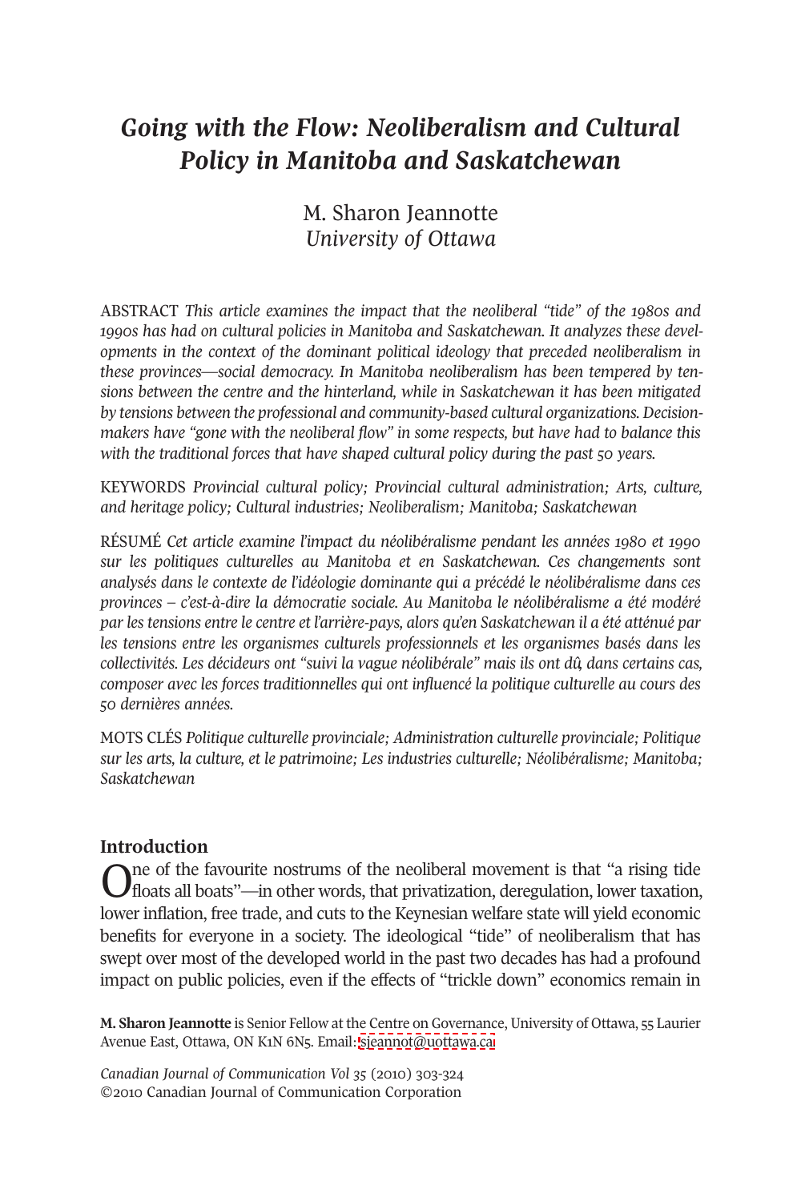# *Going with the Flow: Neoliberalism and Cultural Policy in Manitoba and Saskatchewan*

M. Sharon Jeannotte
*University of Ottawa*

ABSTRACT *This article examines the impact that the neoliberal "tide" of the 1980s and 1990s has had on cultural policies in Manitoba and Saskatchewan. It analyzes these developments in the context of the dominant political ideology that preceded neoliberalism in these provinces—social democracy. In Manitoba neoliberalism has been tempered by tensions between the centre and the hinterland, while in Saskatchewan it has been mitigated by tensions between the professional and community-based cultural organizations. Decision-makers have "gone with the neoliberal flow" in some respects, but have had to balance this with the traditional forces that have shaped cultural policy during the past 50 years.*

KEYWORDS *Provincial cultural policy; Provincial cultural administration; Arts, culture, and heritage policy; Cultural industries; Neoliberalism; Manitoba; Saskatchewan*

RÉSUMÉ *Cet article examine l'impact du néolibéralisme pendant les années 1980 et 1990 sur les politiques culturelles au Manitoba et en Saskatchewan. Ces changements sont analysés dans le contexte de l'idéologie dominante qui a précédé le néolibéralisme dans ces provinces – c'est-à-dire la démocratie sociale. Au Manitoba le néolibéralisme a été modéré par les tensions entre le centre et l'arrière-pays, alors qu'en Saskatchewan il a été atténué par les tensions entre les organismes culturels professionnels et les organismes basés dans les collectivités. Les décideurs ont "suivi la vague néolibérale" mais ils ont dû, dans certains cas, composer avec les forces traditionnelles qui ont influencé la politique culturelle au cours des 50 dernières années.*

MOTS CLÉS *Politique culturelle provinciale; Administration culturelle provinciale; Politique sur les arts, la culture, et le patrimoine; Les industries culturelle; Néolibéralisme; Manitoba; Saskatchewan*

## Introduction

One of the favourite nostrums of the neoliberal movement is that "a rising tide floats all boats"—in other words, that privatization, deregulation, lower taxation, lower inflation, free trade, and cuts to the Keynesian welfare state will yield economic benefits for everyone in a society. The ideological "tide" of neoliberalism that has swept over most of the developed world in the past two decades has had a profound impact on public policies, even if the effects of "trickle down" economics remain in

**M. Sharon Jeannotte** is Senior Fellow at the Centre on Governance, University of Ottawa, 55 Laurier Avenue East, Ottawa, ON K1N 6N5. Email: sjeannot@uottawa.ca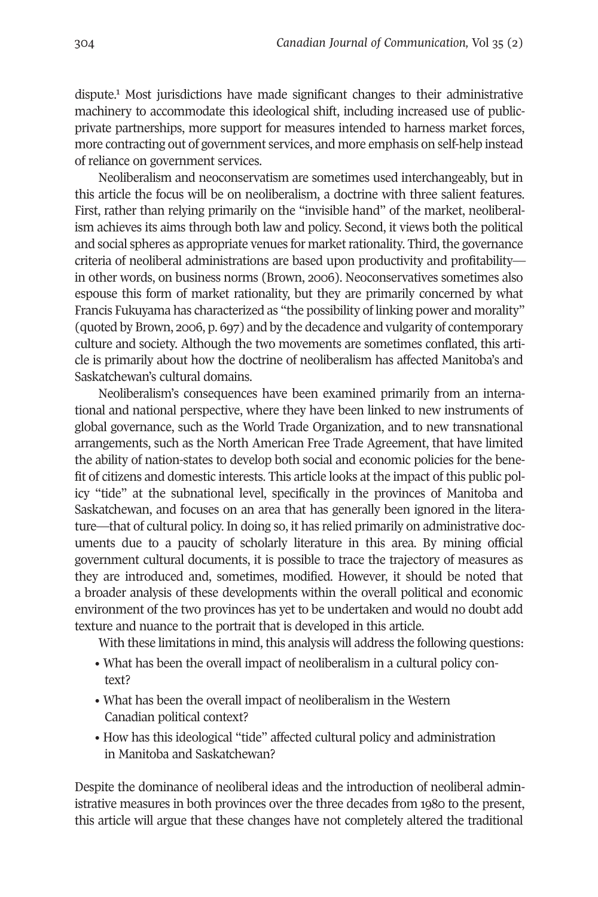dispute.[1] Most jurisdictions have made significant changes to their administrative machinery to accommodate this ideological shift, including increased use of public-private partnerships, more support for measures intended to harness market forces, more contracting out of government services, and more emphasis on self-help instead of reliance on government services.

Neoliberalism and neoconservatism are sometimes used interchangeably, but in this article the focus will be on neoliberalism, a doctrine with three salient features. First, rather than relying primarily on the "invisible hand" of the market, neoliberalism achieves its aims through both law and policy. Second, it views both the political and social spheres as appropriate venues for market rationality. Third, the governance criteria of neoliberal administrations are based upon productivity and profitability—in other words, on business norms (Brown, 2006). Neoconservatives sometimes also espouse this form of market rationality, but they are primarily concerned by what Francis Fukuyama has characterized as "the possibility of linking power and morality" (quoted by Brown, 2006, p. 697) and by the decadence and vulgarity of contemporary culture and society. Although the two movements are sometimes conflated, this article is primarily about how the doctrine of neoliberalism has affected Manitoba's and Saskatchewan's cultural domains.

Neoliberalism's consequences have been examined primarily from an international and national perspective, where they have been linked to new instruments of global governance, such as the World Trade Organization, and to new transnational arrangements, such as the North American Free Trade Agreement, that have limited the ability of nation-states to develop both social and economic policies for the benefit of citizens and domestic interests. This article looks at the impact of this public policy "tide" at the subnational level, specifically in the provinces of Manitoba and Saskatchewan, and focuses on an area that has generally been ignored in the literature—that of cultural policy. In doing so, it has relied primarily on administrative documents due to a paucity of scholarly literature in this area. By mining official government cultural documents, it is possible to trace the trajectory of measures as they are introduced and, sometimes, modified. However, it should be noted that a broader analysis of these developments within the overall political and economic environment of the two provinces has yet to be undertaken and would no doubt add texture and nuance to the portrait that is developed in this article.

With these limitations in mind, this analysis will address the following questions:

- What has been the overall impact of neoliberalism in a cultural policy context?
- What has been the overall impact of neoliberalism in the Western Canadian political context?
- How has this ideological "tide" affected cultural policy and administration in Manitoba and Saskatchewan?

Despite the dominance of neoliberal ideas and the introduction of neoliberal administrative measures in both provinces over the three decades from 1980 to the present, this article will argue that these changes have not completely altered the traditional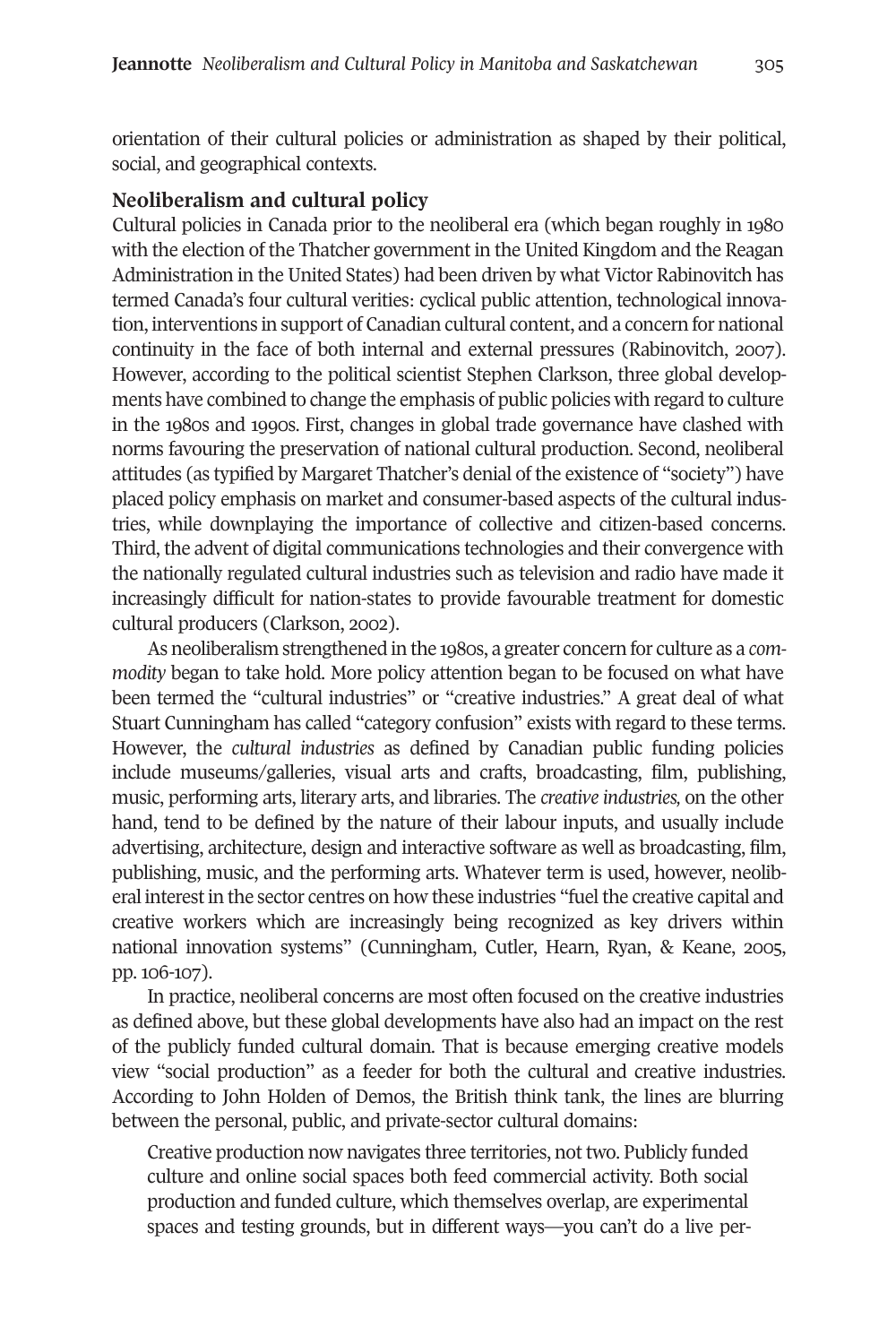orientation of their cultural policies or administration as shaped by their political, social, and geographical contexts.

## Neoliberalism and cultural policy

Cultural policies in Canada prior to the neoliberal era (which began roughly in 1980 with the election of the Thatcher government in the United Kingdom and the Reagan Administration in the United States) had been driven by what Victor Rabinovitch has termed Canada's four cultural verities: cyclical public attention, technological innovation, interventions in support of Canadian cultural content, and a concern for national continuity in the face of both internal and external pressures (Rabinovitch, 2007). However, according to the political scientist Stephen Clarkson, three global developments have combined to change the emphasis of public policies with regard to culture in the 1980s and 1990s. First, changes in global trade governance have clashed with norms favouring the preservation of national cultural production. Second, neoliberal attitudes (as typified by Margaret Thatcher's denial of the existence of "society") have placed policy emphasis on market and consumer-based aspects of the cultural industries, while downplaying the importance of collective and citizen-based concerns. Third, the advent of digital communications technologies and their convergence with the nationally regulated cultural industries such as television and radio have made it increasingly difficult for nation-states to provide favourable treatment for domestic cultural producers (Clarkson, 2002).

As neoliberalism strengthened in the 1980s, a greater concern for culture as a *commodity* began to take hold. More policy attention began to be focused on what have been termed the "cultural industries" or "creative industries." A great deal of what Stuart Cunningham has called "category confusion" exists with regard to these terms. However, the *cultural industries* as defined by Canadian public funding policies include museums/galleries, visual arts and crafts, broadcasting, film, publishing, music, performing arts, literary arts, and libraries. The *creative industries,* on the other hand, tend to be defined by the nature of their labour inputs, and usually include advertising, architecture, design and interactive software as well as broadcasting, film, publishing, music, and the performing arts. Whatever term is used, however, neoliberal interest in the sector centres on how these industries "fuel the creative capital and creative workers which are increasingly being recognized as key drivers within national innovation systems" (Cunningham, Cutler, Hearn, Ryan, & Keane, 2005, pp. 106-107).

In practice, neoliberal concerns are most often focused on the creative industries as defined above, but these global developments have also had an impact on the rest of the publicly funded cultural domain. That is because emerging creative models view "social production" as a feeder for both the cultural and creative industries. According to John Holden of Demos, the British think tank, the lines are blurring between the personal, public, and private-sector cultural domains:

> Creative production now navigates three territories, not two. Publicly funded culture and online social spaces both feed commercial activity. Both social production and funded culture, which themselves overlap, are experimental spaces and testing grounds, but in different ways—you can't do a live per-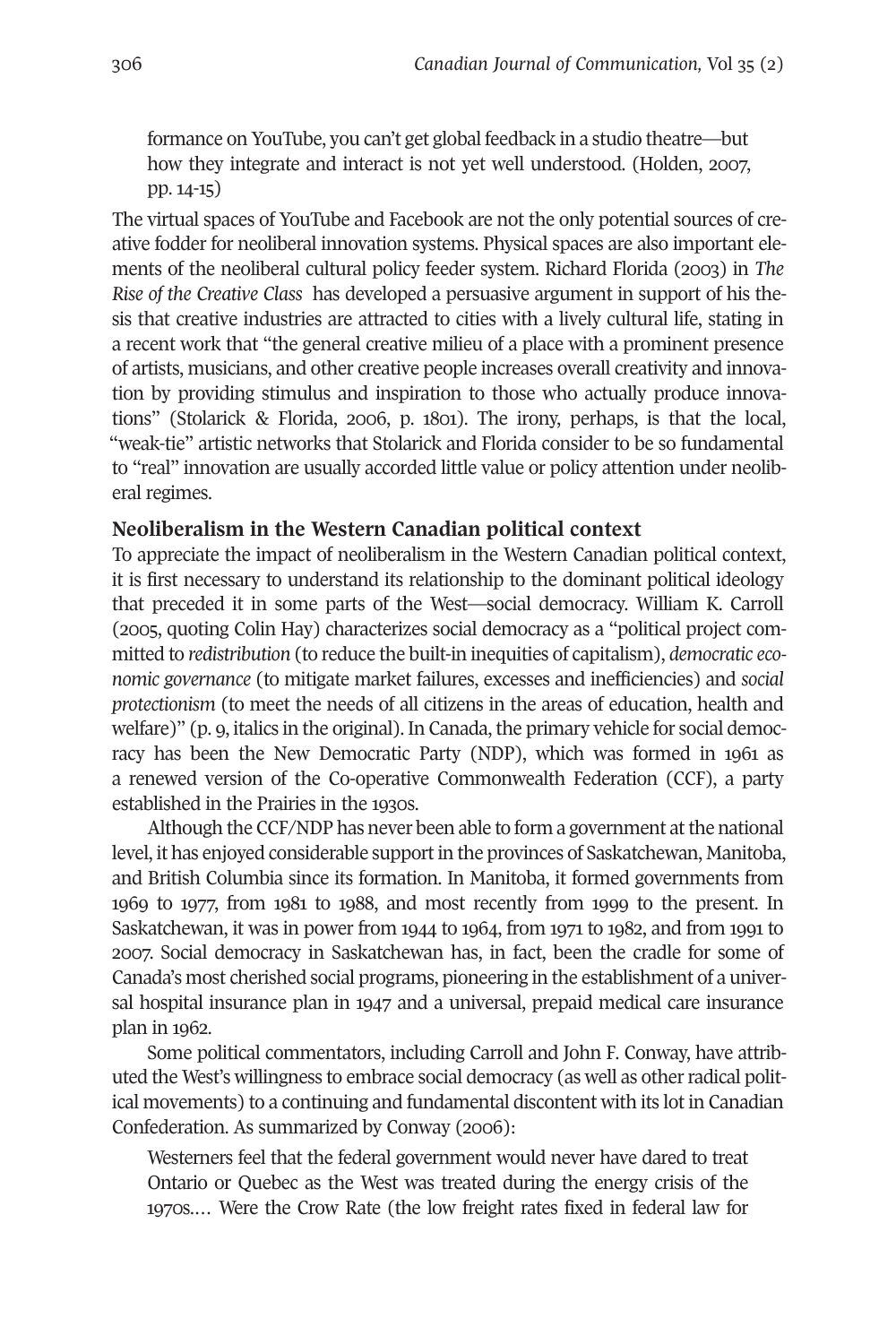formance on YouTube, you can't get global feedback in a studio theatre—but how they integrate and interact is not yet well understood. (Holden, 2007, pp. 14-15)

The virtual spaces of YouTube and Facebook are not the only potential sources of creative fodder for neoliberal innovation systems. Physical spaces are also important elements of the neoliberal cultural policy feeder system. Richard Florida (2003) in *The Rise of the Creative Class* has developed a persuasive argument in support of his thesis that creative industries are attracted to cities with a lively cultural life, stating in a recent work that "the general creative milieu of a place with a prominent presence of artists, musicians, and other creative people increases overall creativity and innovation by providing stimulus and inspiration to those who actually produce innovations" (Stolarick & Florida, 2006, p. 1801). The irony, perhaps, is that the local, "weak-tie" artistic networks that Stolarick and Florida consider to be so fundamental to "real" innovation are usually accorded little value or policy attention under neoliberal regimes.

## Neoliberalism in the Western Canadian political context

To appreciate the impact of neoliberalism in the Western Canadian political context, it is first necessary to understand its relationship to the dominant political ideology that preceded it in some parts of the West—social democracy. William K. Carroll (2005, quoting Colin Hay) characterizes social democracy as a "political project committed to *redistribution* (to reduce the built-in inequities of capitalism), *democratic economic governance* (to mitigate market failures, excesses and inefficiencies) and *social protectionism* (to meet the needs of all citizens in the areas of education, health and welfare)" (p. 9, italics in the original). In Canada, the primary vehicle for social democracy has been the New Democratic Party (NDP), which was formed in 1961 as a renewed version of the Co-operative Commonwealth Federation (CCF), a party established in the Prairies in the 1930s.

Although the CCF/NDP has never been able to form a government at the national level, it has enjoyed considerable support in the provinces of Saskatchewan, Manitoba, and British Columbia since its formation. In Manitoba, it formed governments from 1969 to 1977, from 1981 to 1988, and most recently from 1999 to the present. In Saskatchewan, it was in power from 1944 to 1964, from 1971 to 1982, and from 1991 to 2007. Social democracy in Saskatchewan has, in fact, been the cradle for some of Canada's most cherished social programs, pioneering in the establishment of a universal hospital insurance plan in 1947 and a universal, prepaid medical care insurance plan in 1962.

Some political commentators, including Carroll and John F. Conway, have attributed the West's willingness to embrace social democracy (as well as other radical political movements) to a continuing and fundamental discontent with its lot in Canadian Confederation. As summarized by Conway (2006):

> Westerners feel that the federal government would never have dared to treat Ontario or Quebec as the West was treated during the energy crisis of the 1970s.… Were the Crow Rate (the low freight rates fixed in federal law for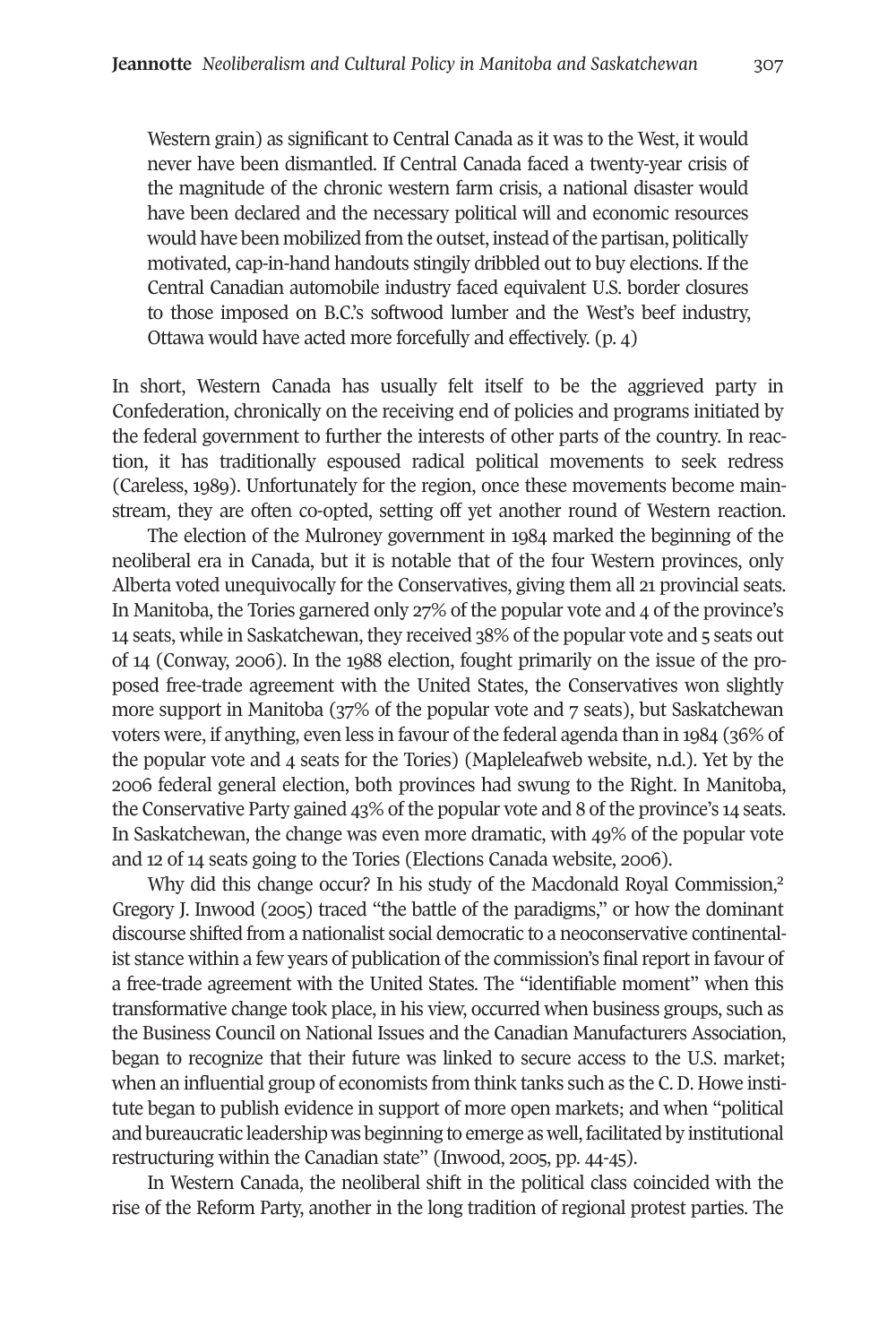> Western grain) as significant to Central Canada as it was to the West, it would never have been dismantled. If Central Canada faced a twenty-year crisis of the magnitude of the chronic western farm crisis, a national disaster would have been declared and the necessary political will and economic resources would have been mobilized from the outset, instead of the partisan, politically motivated, cap-in-hand handouts stingily dribbled out to buy elections. If the Central Canadian automobile industry faced equivalent U.S. border closures to those imposed on B.C.'s softwood lumber and the West's beef industry, Ottawa would have acted more forcefully and effectively. (p. 4)

In short, Western Canada has usually felt itself to be the aggrieved party in Confederation, chronically on the receiving end of policies and programs initiated by the federal government to further the interests of other parts of the country. In reaction, it has traditionally espoused radical political movements to seek redress (Careless, 1989). Unfortunately for the region, once these movements become mainstream, they are often co-opted, setting off yet another round of Western reaction.

The election of the Mulroney government in 1984 marked the beginning of the neoliberal era in Canada, but it is notable that of the four Western provinces, only Alberta voted unequivocally for the Conservatives, giving them all 21 provincial seats. In Manitoba, the Tories garnered only 27% of the popular vote and 4 of the province's 14 seats, while in Saskatchewan, they received 38% of the popular vote and 5 seats out of 14 (Conway, 2006). In the 1988 election, fought primarily on the issue of the proposed free-trade agreement with the United States, the Conservatives won slightly more support in Manitoba (37% of the popular vote and 7 seats), but Saskatchewan voters were, if anything, even less in favour of the federal agenda than in 1984 (36% of the popular vote and 4 seats for the Tories) (Mapleleafweb website, n.d.). Yet by the 2006 federal general election, both provinces had swung to the Right. In Manitoba, the Conservative Party gained 43% of the popular vote and 8 of the province's 14 seats. In Saskatchewan, the change was even more dramatic, with 49% of the popular vote and 12 of 14 seats going to the Tories (Elections Canada website, 2006).

Why did this change occur? In his study of the Macdonald Royal Commission,[2] Gregory J. Inwood (2005) traced "the battle of the paradigms," or how the dominant discourse shifted from a nationalist social democratic to a neoconservative continentalist stance within a few years of publication of the commission's final report in favour of a free-trade agreement with the United States. The "identifiable moment" when this transformative change took place, in his view, occurred when business groups, such as the Business Council on National Issues and the Canadian Manufacturers Association, began to recognize that their future was linked to secure access to the U.S. market; when an influential group of economists from think tanks such as the C. D. Howe institute began to publish evidence in support of more open markets; and when "political and bureaucratic leadership was beginning to emerge as well, facilitated by institutional restructuring within the Canadian state" (Inwood, 2005, pp. 44-45).

In Western Canada, the neoliberal shift in the political class coincided with the rise of the Reform Party, another in the long tradition of regional protest parties. The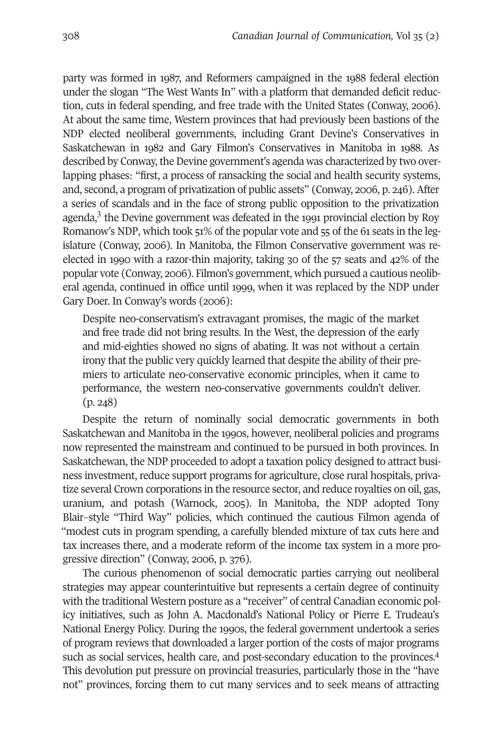party was formed in 1987, and Reformers campaigned in the 1988 federal election under the slogan "The West Wants In" with a platform that demanded deficit reduction, cuts in federal spending, and free trade with the United States (Conway, 2006). At about the same time, Western provinces that had previously been bastions of the NDP elected neoliberal governments, including Grant Devine's Conservatives in Saskatchewan in 1982 and Gary Filmon's Conservatives in Manitoba in 1988. As described by Conway, the Devine government's agenda was characterized by two overlapping phases: "first, a process of ransacking the social and health security systems, and, second, a program of privatization of public assets" (Conway, 2006, p. 246). After a series of scandals and in the face of strong public opposition to the privatization agenda,[3] the Devine government was defeated in the 1991 provincial election by Roy Romanow's NDP, which took 51% of the popular vote and 55 of the 61 seats in the legislature (Conway, 2006). In Manitoba, the Filmon Conservative government was reelected in 1990 with a razor-thin majority, taking 30 of the 57 seats and 42% of the popular vote (Conway, 2006). Filmon's government, which pursued a cautious neoliberal agenda, continued in office until 1999, when it was replaced by the NDP under Gary Doer. In Conway's words (2006):

> Despite neo-conservatism's extravagant promises, the magic of the market and free trade did not bring results. In the West, the depression of the early and mid-eighties showed no signs of abating. It was not without a certain irony that the public very quickly learned that despite the ability of their premiers to articulate neo-conservative economic principles, when it came to performance, the western neo-conservative governments couldn't deliver. (p. 248)

Despite the return of nominally social democratic governments in both Saskatchewan and Manitoba in the 1990s, however, neoliberal policies and programs now represented the mainstream and continued to be pursued in both provinces. In Saskatchewan, the NDP proceeded to adopt a taxation policy designed to attract business investment, reduce support programs for agriculture, close rural hospitals, privatize several Crown corporations in the resource sector, and reduce royalties on oil, gas, uranium, and potash (Warnock, 2005). In Manitoba, the NDP adopted Tony Blair–style "Third Way" policies, which continued the cautious Filmon agenda of "modest cuts in program spending, a carefully blended mixture of tax cuts here and tax increases there, and a moderate reform of the income tax system in a more progressive direction" (Conway, 2006, p. 376).

The curious phenomenon of social democratic parties carrying out neoliberal strategies may appear counterintuitive but represents a certain degree of continuity with the traditional Western posture as a "receiver" of central Canadian economic policy initiatives, such as John A. Macdonald's National Policy or Pierre E. Trudeau's National Energy Policy. During the 1990s, the federal government undertook a series of program reviews that downloaded a larger portion of the costs of major programs such as social services, health care, and post-secondary education to the provinces.[4] This devolution put pressure on provincial treasuries, particularly those in the "have not" provinces, forcing them to cut many services and to seek means of attracting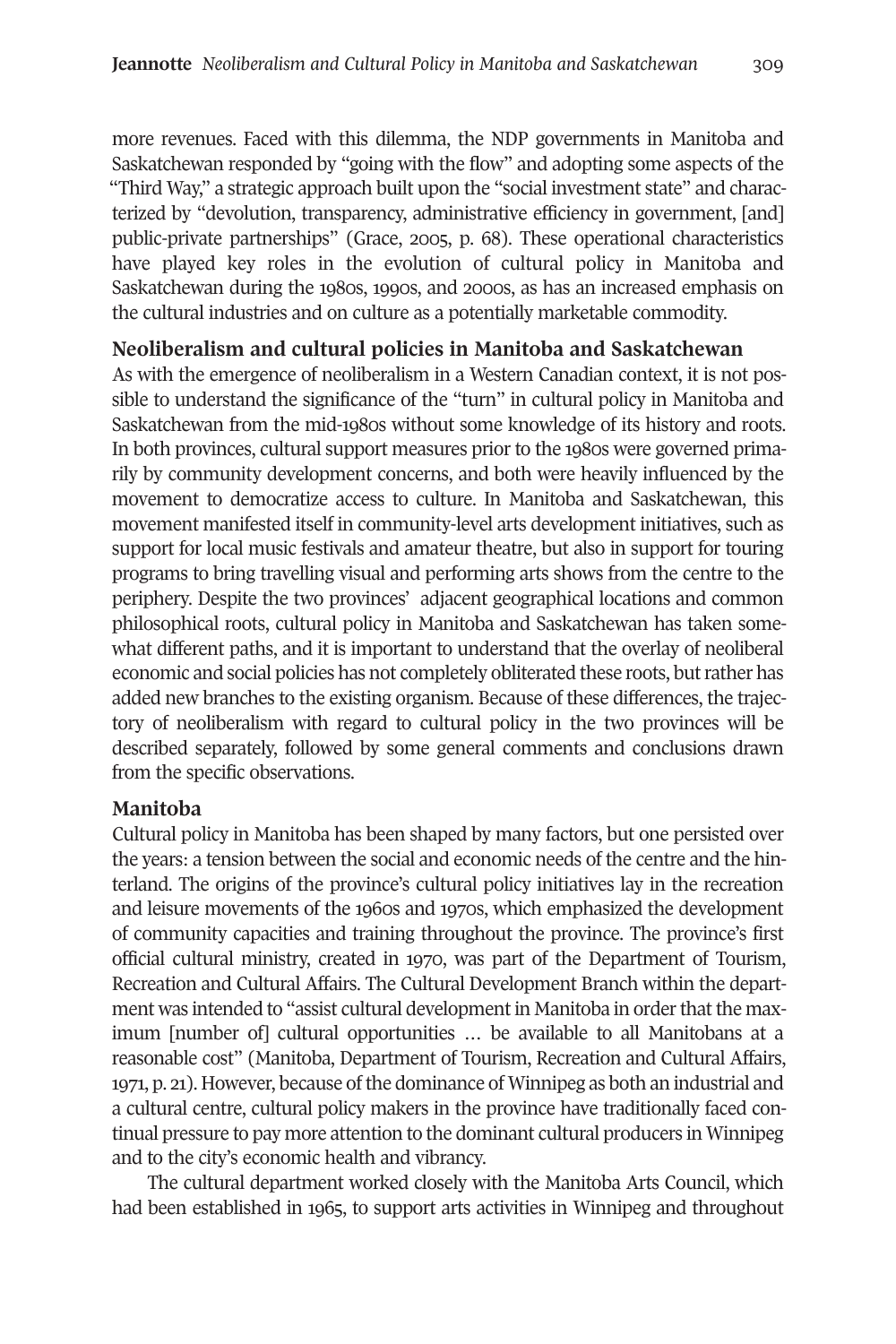more revenues. Faced with this dilemma, the NDP governments in Manitoba and Saskatchewan responded by "going with the flow" and adopting some aspects of the "Third Way," a strategic approach built upon the "social investment state" and characterized by "devolution, transparency, administrative efficiency in government, [and] public-private partnerships" (Grace, 2005, p. 68). These operational characteristics have played key roles in the evolution of cultural policy in Manitoba and Saskatchewan during the 1980s, 1990s, and 2000s, as has an increased emphasis on the cultural industries and on culture as a potentially marketable commodity.

## Neoliberalism and cultural policies in Manitoba and Saskatchewan

As with the emergence of neoliberalism in a Western Canadian context, it is not possible to understand the significance of the "turn" in cultural policy in Manitoba and Saskatchewan from the mid-1980s without some knowledge of its history and roots. In both provinces, cultural support measures prior to the 1980s were governed primarily by community development concerns, and both were heavily influenced by the movement to democratize access to culture. In Manitoba and Saskatchewan, this movement manifested itself in community-level arts development initiatives, such as support for local music festivals and amateur theatre, but also in support for touring programs to bring travelling visual and performing arts shows from the centre to the periphery. Despite the two provinces' adjacent geographical locations and common philosophical roots, cultural policy in Manitoba and Saskatchewan has taken somewhat different paths, and it is important to understand that the overlay of neoliberal economic and social policies has not completely obliterated these roots, but rather has added new branches to the existing organism. Because of these differences, the trajectory of neoliberalism with regard to cultural policy in the two provinces will be described separately, followed by some general comments and conclusions drawn from the specific observations.

### Manitoba

Cultural policy in Manitoba has been shaped by many factors, but one persisted over the years: a tension between the social and economic needs of the centre and the hinterland. The origins of the province's cultural policy initiatives lay in the recreation and leisure movements of the 1960s and 1970s, which emphasized the development of community capacities and training throughout the province. The province's first official cultural ministry, created in 1970, was part of the Department of Tourism, Recreation and Cultural Affairs. The Cultural Development Branch within the department was intended to "assist cultural development in Manitoba in order that the maximum [number of] cultural opportunities … be available to all Manitobans at a reasonable cost" (Manitoba, Department of Tourism, Recreation and Cultural Affairs, 1971, p. 21). However, because of the dominance of Winnipeg as both an industrial and a cultural centre, cultural policy makers in the province have traditionally faced continual pressure to pay more attention to the dominant cultural producers in Winnipeg and to the city's economic health and vibrancy.

The cultural department worked closely with the Manitoba Arts Council, which had been established in 1965, to support arts activities in Winnipeg and throughout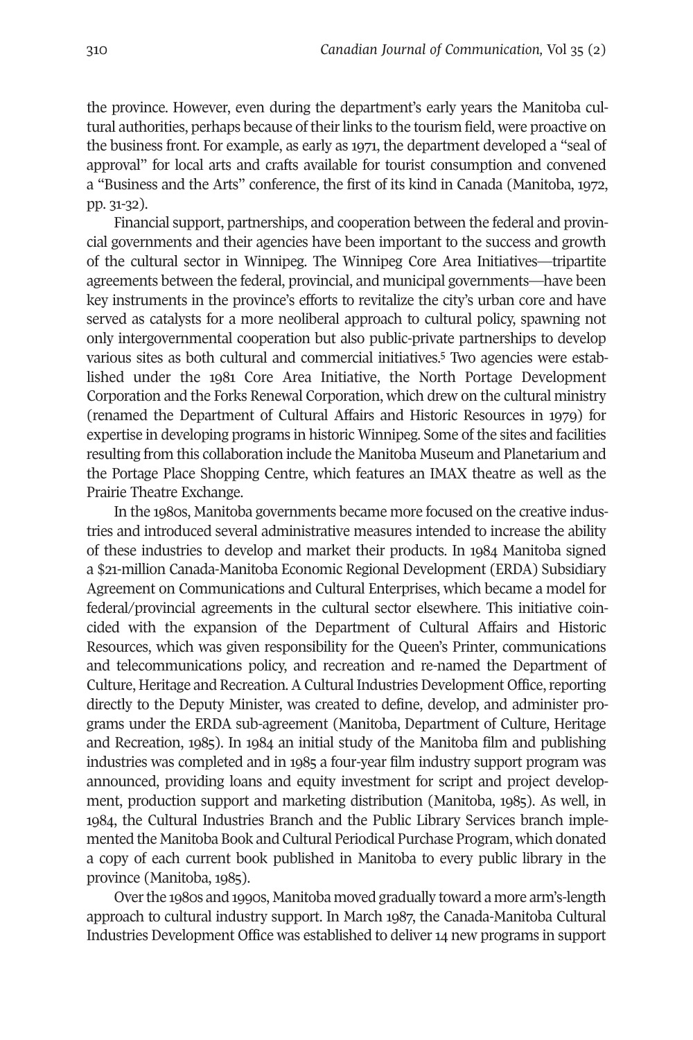the province. However, even during the department's early years the Manitoba cultural authorities, perhaps because of their links to the tourism field, were proactive on the business front. For example, as early as 1971, the department developed a "seal of approval" for local arts and crafts available for tourist consumption and convened a "Business and the Arts" conference, the first of its kind in Canada (Manitoba, 1972, pp. 31-32).

Financial support, partnerships, and cooperation between the federal and provincial governments and their agencies have been important to the success and growth of the cultural sector in Winnipeg. The Winnipeg Core Area Initiatives—tripartite agreements between the federal, provincial, and municipal governments—have been key instruments in the province's efforts to revitalize the city's urban core and have served as catalysts for a more neoliberal approach to cultural policy, spawning not only intergovernmental cooperation but also public-private partnerships to develop various sites as both cultural and commercial initiatives.[5] Two agencies were established under the 1981 Core Area Initiative, the North Portage Development Corporation and the Forks Renewal Corporation, which drew on the cultural ministry (renamed the Department of Cultural Affairs and Historic Resources in 1979) for expertise in developing programs in historic Winnipeg. Some of the sites and facilities resulting from this collaboration include the Manitoba Museum and Planetarium and the Portage Place Shopping Centre, which features an IMAX theatre as well as the Prairie Theatre Exchange.

In the 1980s, Manitoba governments became more focused on the creative industries and introduced several administrative measures intended to increase the ability of these industries to develop and market their products. In 1984 Manitoba signed a $21-million Canada-Manitoba Economic Regional Development (ERDA) Subsidiary Agreement on Communications and Cultural Enterprises, which became a model for federal/provincial agreements in the cultural sector elsewhere. This initiative coincided with the expansion of the Department of Cultural Affairs and Historic Resources, which was given responsibility for the Queen's Printer, communications and telecommunications policy, and recreation and re-named the Department of Culture, Heritage and Recreation. A Cultural Industries Development Office, reporting directly to the Deputy Minister, was created to define, develop, and administer programs under the ERDA sub-agreement (Manitoba, Department of Culture, Heritage and Recreation, 1985). In 1984 an initial study of the Manitoba film and publishing industries was completed and in 1985 a four-year film industry support program was announced, providing loans and equity investment for script and project development, production support and marketing distribution (Manitoba, 1985). As well, in 1984, the Cultural Industries Branch and the Public Library Services branch implemented the Manitoba Book and Cultural Periodical Purchase Program, which donated a copy of each current book published in Manitoba to every public library in the province (Manitoba, 1985).

Over the 1980s and 1990s, Manitoba moved gradually toward a more arm's-length approach to cultural industry support. In March 1987, the Canada-Manitoba Cultural Industries Development Office was established to deliver 14 new programs in support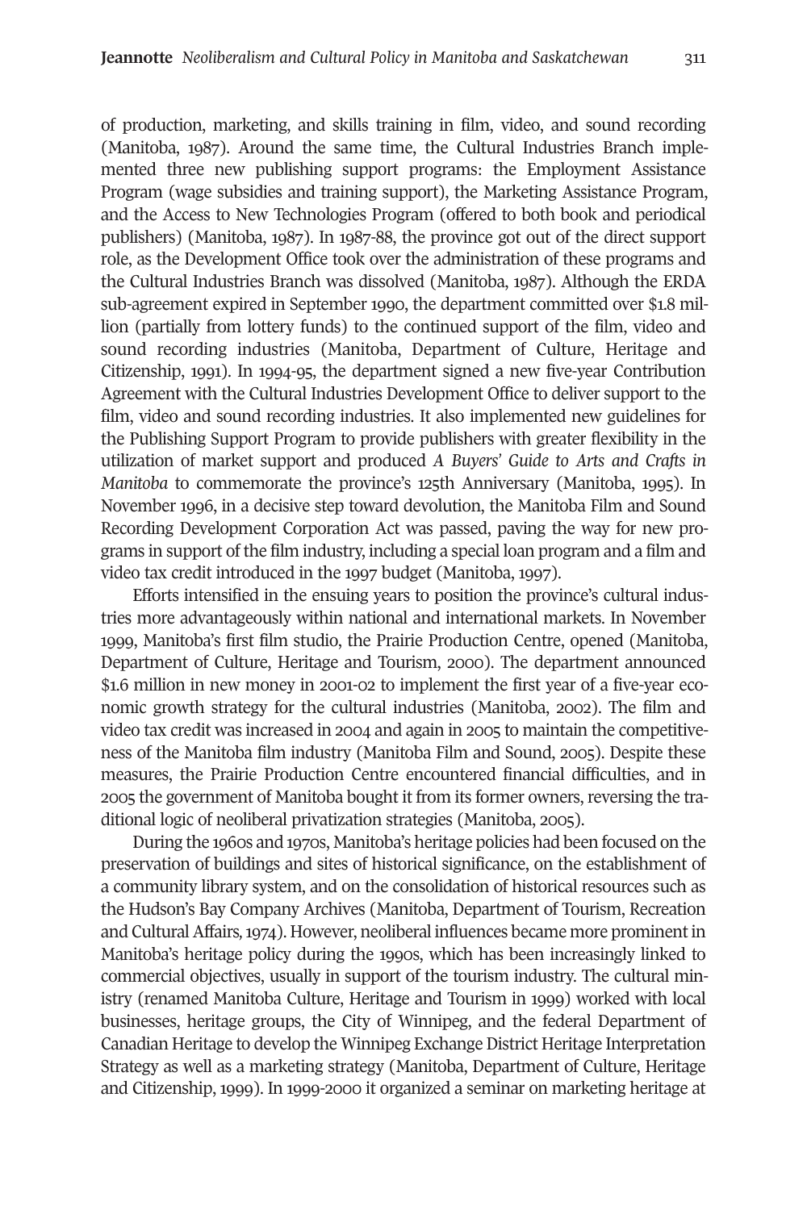of production, marketing, and skills training in film, video, and sound recording (Manitoba, 1987). Around the same time, the Cultural Industries Branch implemented three new publishing support programs: the Employment Assistance Program (wage subsidies and training support), the Marketing Assistance Program, and the Access to New Technologies Program (offered to both book and periodical publishers) (Manitoba, 1987). In 1987-88, the province got out of the direct support role, as the Development Office took over the administration of these programs and the Cultural Industries Branch was dissolved (Manitoba, 1987). Although the ERDA sub-agreement expired in September 1990, the department committed over $1.8 million (partially from lottery funds) to the continued support of the film, video and sound recording industries (Manitoba, Department of Culture, Heritage and Citizenship, 1991). In 1994-95, the department signed a new five-year Contribution Agreement with the Cultural Industries Development Office to deliver support to the film, video and sound recording industries. It also implemented new guidelines for the Publishing Support Program to provide publishers with greater flexibility in the utilization of market support and produced *A Buyers' Guide to Arts and Crafts in Manitoba* to commemorate the province's 125th Anniversary (Manitoba, 1995). In November 1996, in a decisive step toward devolution, the Manitoba Film and Sound Recording Development Corporation Act was passed, paving the way for new programs in support of the film industry, including a special loan program and a film and video tax credit introduced in the 1997 budget (Manitoba, 1997).

Efforts intensified in the ensuing years to position the province's cultural industries more advantageously within national and international markets. In November 1999, Manitoba's first film studio, the Prairie Production Centre, opened (Manitoba, Department of Culture, Heritage and Tourism, 2000). The department announced $1.6 million in new money in 2001-02 to implement the first year of a five-year economic growth strategy for the cultural industries (Manitoba, 2002). The film and video tax credit was increased in 2004 and again in 2005 to maintain the competitiveness of the Manitoba film industry (Manitoba Film and Sound, 2005). Despite these measures, the Prairie Production Centre encountered financial difficulties, and in 2005 the government of Manitoba bought it from its former owners, reversing the traditional logic of neoliberal privatization strategies (Manitoba, 2005).

During the 1960s and 1970s, Manitoba's heritage policies had been focused on the preservation of buildings and sites of historical significance, on the establishment of a community library system, and on the consolidation of historical resources such as the Hudson's Bay Company Archives (Manitoba, Department of Tourism, Recreation and Cultural Affairs, 1974). However, neoliberal influences became more prominent in Manitoba's heritage policy during the 1990s, which has been increasingly linked to commercial objectives, usually in support of the tourism industry. The cultural ministry (renamed Manitoba Culture, Heritage and Tourism in 1999) worked with local businesses, heritage groups, the City of Winnipeg, and the federal Department of Canadian Heritage to develop the Winnipeg Exchange District Heritage Interpretation Strategy as well as a marketing strategy (Manitoba, Department of Culture, Heritage and Citizenship, 1999). In 1999-2000 it organized a seminar on marketing heritage at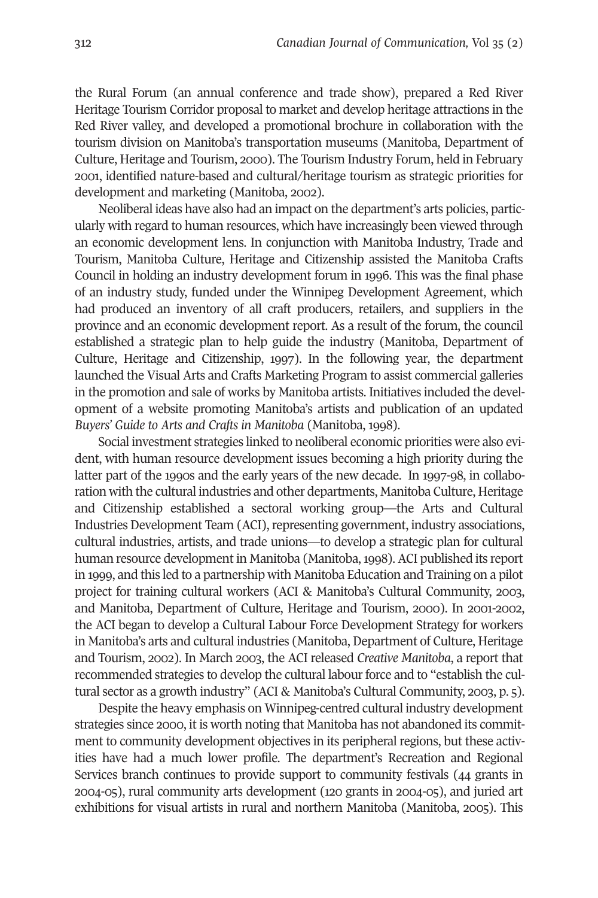the Rural Forum (an annual conference and trade show), prepared a Red River Heritage Tourism Corridor proposal to market and develop heritage attractions in the Red River valley, and developed a promotional brochure in collaboration with the tourism division on Manitoba's transportation museums (Manitoba, Department of Culture, Heritage and Tourism, 2000). The Tourism Industry Forum, held in February 2001, identified nature-based and cultural/heritage tourism as strategic priorities for development and marketing (Manitoba, 2002).

Neoliberal ideas have also had an impact on the department's arts policies, particularly with regard to human resources, which have increasingly been viewed through an economic development lens. In conjunction with Manitoba Industry, Trade and Tourism, Manitoba Culture, Heritage and Citizenship assisted the Manitoba Crafts Council in holding an industry development forum in 1996. This was the final phase of an industry study, funded under the Winnipeg Development Agreement, which had produced an inventory of all craft producers, retailers, and suppliers in the province and an economic development report. As a result of the forum, the council established a strategic plan to help guide the industry (Manitoba, Department of Culture, Heritage and Citizenship, 1997). In the following year, the department launched the Visual Arts and Crafts Marketing Program to assist commercial galleries in the promotion and sale of works by Manitoba artists. Initiatives included the development of a website promoting Manitoba's artists and publication of an updated *Buyers' Guide to Arts and Crafts in Manitoba* (Manitoba, 1998).

Social investment strategies linked to neoliberal economic priorities were also evident, with human resource development issues becoming a high priority during the latter part of the 1990s and the early years of the new decade. In 1997-98, in collaboration with the cultural industries and other departments, Manitoba Culture, Heritage and Citizenship established a sectoral working group—the Arts and Cultural Industries Development Team (ACI), representing government, industry associations, cultural industries, artists, and trade unions—to develop a strategic plan for cultural human resource development in Manitoba (Manitoba, 1998). ACI published its report in 1999, and this led to a partnership with Manitoba Education and Training on a pilot project for training cultural workers (ACI & Manitoba's Cultural Community, 2003, and Manitoba, Department of Culture, Heritage and Tourism, 2000). In 2001-2002, the ACI began to develop a Cultural Labour Force Development Strategy for workers in Manitoba's arts and cultural industries (Manitoba, Department of Culture, Heritage and Tourism, 2002). In March 2003, the ACI released *Creative Manitoba*, a report that recommended strategies to develop the cultural labour force and to "establish the cultural sector as a growth industry" (ACI & Manitoba's Cultural Community, 2003, p. 5).

Despite the heavy emphasis on Winnipeg-centred cultural industry development strategies since 2000, it is worth noting that Manitoba has not abandoned its commitment to community development objectives in its peripheral regions, but these activities have had a much lower profile. The department's Recreation and Regional Services branch continues to provide support to community festivals (44 grants in 2004-05), rural community arts development (120 grants in 2004-05), and juried art exhibitions for visual artists in rural and northern Manitoba (Manitoba, 2005). This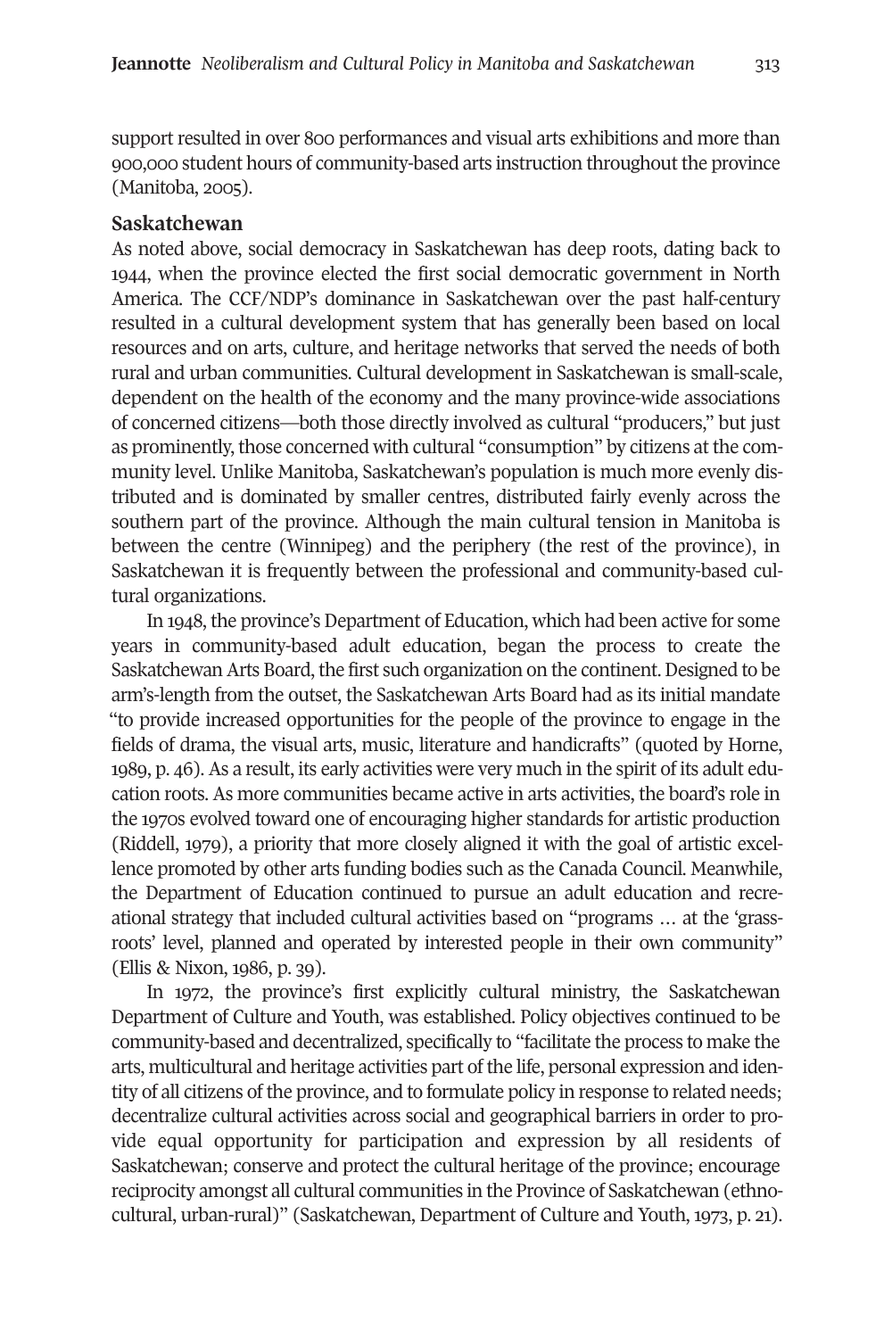support resulted in over 800 performances and visual arts exhibitions and more than 900,000 student hours of community-based arts instruction throughout the province (Manitoba, 2005).

## Saskatchewan

As noted above, social democracy in Saskatchewan has deep roots, dating back to 1944, when the province elected the first social democratic government in North America. The CCF/NDP's dominance in Saskatchewan over the past half-century resulted in a cultural development system that has generally been based on local resources and on arts, culture, and heritage networks that served the needs of both rural and urban communities. Cultural development in Saskatchewan is small-scale, dependent on the health of the economy and the many province-wide associations of concerned citizens—both those directly involved as cultural "producers," but just as prominently, those concerned with cultural "consumption" by citizens at the community level. Unlike Manitoba, Saskatchewan's population is much more evenly distributed and is dominated by smaller centres, distributed fairly evenly across the southern part of the province. Although the main cultural tension in Manitoba is between the centre (Winnipeg) and the periphery (the rest of the province), in Saskatchewan it is frequently between the professional and community-based cultural organizations.

In 1948, the province's Department of Education, which had been active for some years in community-based adult education, began the process to create the Saskatchewan Arts Board, the first such organization on the continent. Designed to be arm's-length from the outset, the Saskatchewan Arts Board had as its initial mandate "to provide increased opportunities for the people of the province to engage in the fields of drama, the visual arts, music, literature and handicrafts" (quoted by Horne, 1989, p. 46). As a result, its early activities were very much in the spirit of its adult education roots. As more communities became active in arts activities, the board's role in the 1970s evolved toward one of encouraging higher standards for artistic production (Riddell, 1979), a priority that more closely aligned it with the goal of artistic excellence promoted by other arts funding bodies such as the Canada Council. Meanwhile, the Department of Education continued to pursue an adult education and recreational strategy that included cultural activities based on "programs … at the 'grassroots' level, planned and operated by interested people in their own community" (Ellis & Nixon, 1986, p. 39).

In 1972, the province's first explicitly cultural ministry, the Saskatchewan Department of Culture and Youth, was established. Policy objectives continued to be community-based and decentralized, specifically to "facilitate the process to make the arts, multicultural and heritage activities part of the life, personal expression and identity of all citizens of the province, and to formulate policy in response to related needs; decentralize cultural activities across social and geographical barriers in order to provide equal opportunity for participation and expression by all residents of Saskatchewan; conserve and protect the cultural heritage of the province; encourage reciprocity amongst all cultural communities in the Province of Saskatchewan (ethnocultural, urban-rural)" (Saskatchewan, Department of Culture and Youth, 1973, p. 21).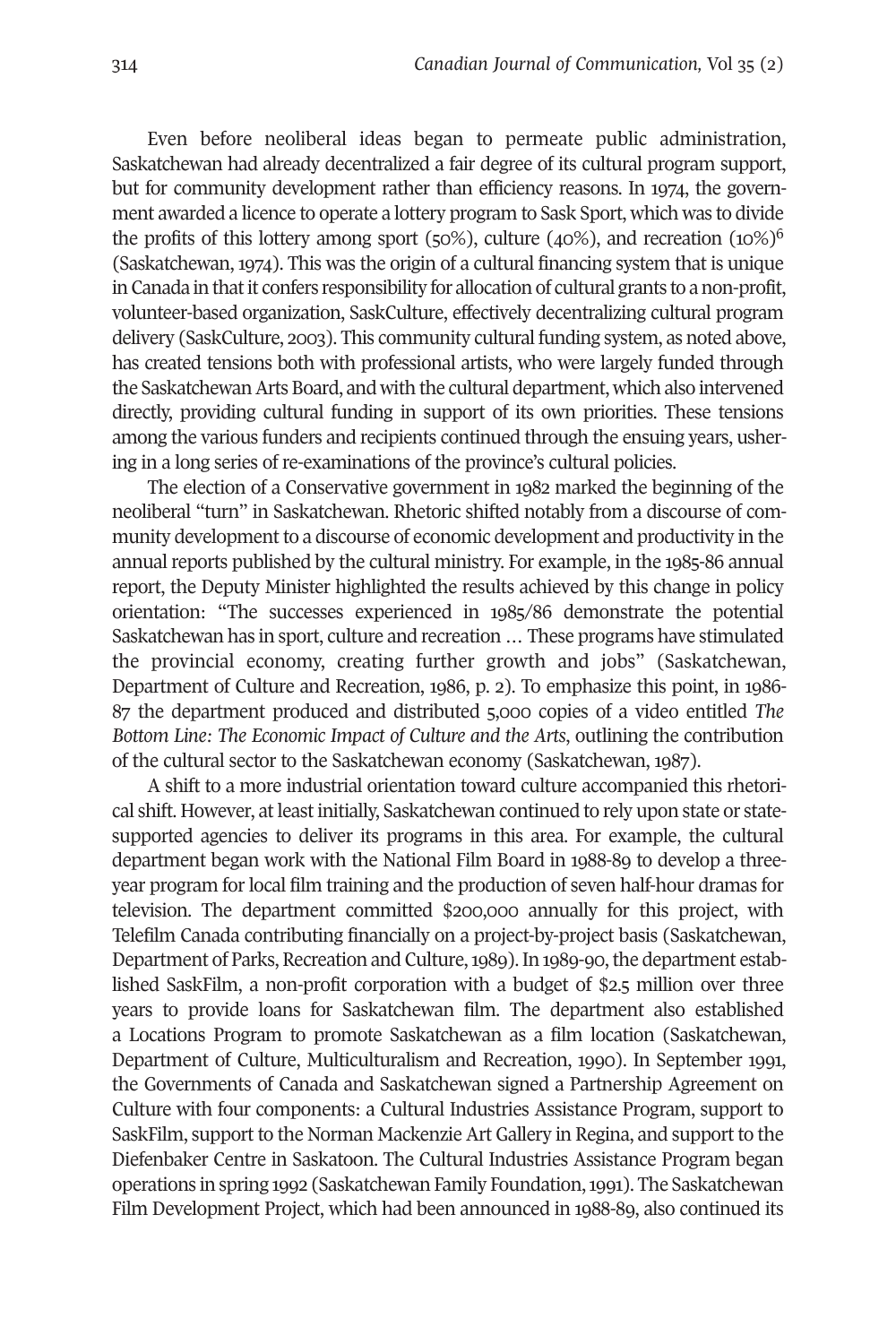Even before neoliberal ideas began to permeate public administration, Saskatchewan had already decentralized a fair degree of its cultural program support, but for community development rather than efficiency reasons. In 1974, the government awarded a licence to operate a lottery program to Sask Sport, which was to divide the profits of this lottery among sport (50%), culture (40%), and recreation (10%)[6] (Saskatchewan, 1974). This was the origin of a cultural financing system that is unique in Canada in that it confers responsibility for allocation of cultural grants to a non-profit, volunteer-based organization, SaskCulture, effectively decentralizing cultural program delivery (SaskCulture, 2003). This community cultural funding system, as noted above, has created tensions both with professional artists, who were largely funded through the Saskatchewan Arts Board, and with the cultural department, which also intervened directly, providing cultural funding in support of its own priorities. These tensions among the various funders and recipients continued through the ensuing years, ushering in a long series of re-examinations of the province's cultural policies.

The election of a Conservative government in 1982 marked the beginning of the neoliberal "turn" in Saskatchewan. Rhetoric shifted notably from a discourse of community development to a discourse of economic development and productivity in the annual reports published by the cultural ministry. For example, in the 1985-86 annual report, the Deputy Minister highlighted the results achieved by this change in policy orientation: "The successes experienced in 1985/86 demonstrate the potential Saskatchewan has in sport, culture and recreation … These programs have stimulated the provincial economy, creating further growth and jobs" (Saskatchewan, Department of Culture and Recreation, 1986, p. 2). To emphasize this point, in 1986-87 the department produced and distributed 5,000 copies of a video entitled *The Bottom Line: The Economic Impact of Culture and the Arts*, outlining the contribution of the cultural sector to the Saskatchewan economy (Saskatchewan, 1987).

A shift to a more industrial orientation toward culture accompanied this rhetorical shift. However, at least initially, Saskatchewan continued to rely upon state or state-supported agencies to deliver its programs in this area. For example, the cultural department began work with the National Film Board in 1988-89 to develop a three-year program for local film training and the production of seven half-hour dramas for television. The department committed $200,000 annually for this project, with Telefilm Canada contributing financially on a project-by-project basis (Saskatchewan, Department of Parks, Recreation and Culture, 1989). In 1989-90, the department established SaskFilm, a non-profit corporation with a budget of $2.5 million over three years to provide loans for Saskatchewan film. The department also established a Locations Program to promote Saskatchewan as a film location (Saskatchewan, Department of Culture, Multiculturalism and Recreation, 1990). In September 1991, the Governments of Canada and Saskatchewan signed a Partnership Agreement on Culture with four components: a Cultural Industries Assistance Program, support to SaskFilm, support to the Norman Mackenzie Art Gallery in Regina, and support to the Diefenbaker Centre in Saskatoon. The Cultural Industries Assistance Program began operations in spring 1992 (Saskatchewan Family Foundation, 1991). The Saskatchewan Film Development Project, which had been announced in 1988-89, also continued its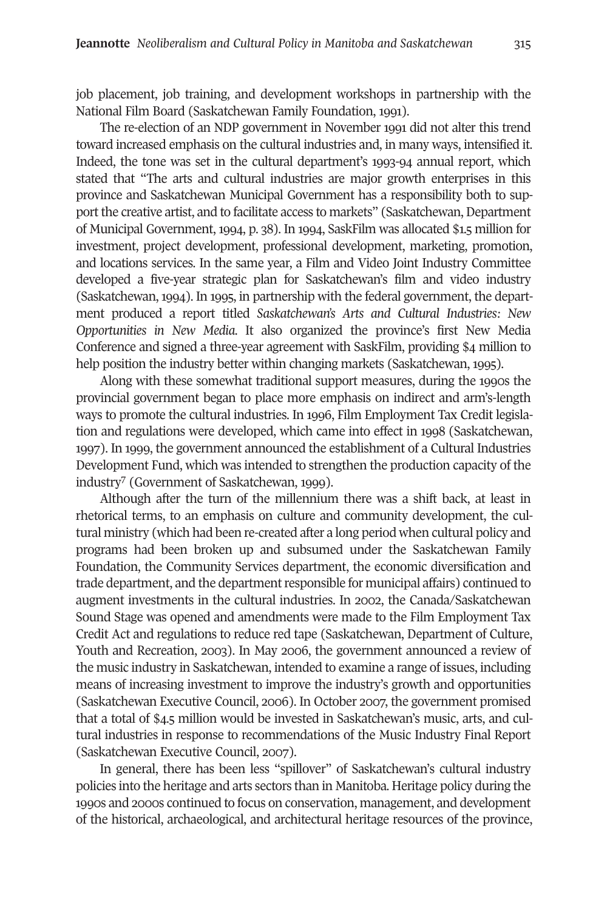job placement, job training, and development workshops in partnership with the National Film Board (Saskatchewan Family Foundation, 1991).

The re-election of an NDP government in November 1991 did not alter this trend toward increased emphasis on the cultural industries and, in many ways, intensified it. Indeed, the tone was set in the cultural department's 1993-94 annual report, which stated that "The arts and cultural industries are major growth enterprises in this province and Saskatchewan Municipal Government has a responsibility both to support the creative artist, and to facilitate access to markets" (Saskatchewan, Department of Municipal Government, 1994, p. 38). In 1994, SaskFilm was allocated $1.5 million for investment, project development, professional development, marketing, promotion, and locations services. In the same year, a Film and Video Joint Industry Committee developed a five-year strategic plan for Saskatchewan's film and video industry (Saskatchewan, 1994). In 1995, in partnership with the federal government, the department produced a report titled *Saskatchewan's Arts and Cultural Industries: New Opportunities in New Media.* It also organized the province's first New Media Conference and signed a three-year agreement with SaskFilm, providing $4 million to help position the industry better within changing markets (Saskatchewan, 1995).

Along with these somewhat traditional support measures, during the 1990s the provincial government began to place more emphasis on indirect and arm's-length ways to promote the cultural industries. In 1996, Film Employment Tax Credit legislation and regulations were developed, which came into effect in 1998 (Saskatchewan, 1997). In 1999, the government announced the establishment of a Cultural Industries Development Fund, which was intended to strengthen the production capacity of the industry[7] (Government of Saskatchewan, 1999).

Although after the turn of the millennium there was a shift back, at least in rhetorical terms, to an emphasis on culture and community development, the cultural ministry (which had been re-created after a long period when cultural policy and programs had been broken up and subsumed under the Saskatchewan Family Foundation, the Community Services department, the economic diversification and trade department, and the department responsible for municipal affairs) continued to augment investments in the cultural industries. In 2002, the Canada/Saskatchewan Sound Stage was opened and amendments were made to the Film Employment Tax Credit Act and regulations to reduce red tape (Saskatchewan, Department of Culture, Youth and Recreation, 2003). In May 2006, the government announced a review of the music industry in Saskatchewan, intended to examine a range of issues, including means of increasing investment to improve the industry's growth and opportunities (Saskatchewan Executive Council, 2006). In October 2007, the government promised that a total of $4.5 million would be invested in Saskatchewan's music, arts, and cultural industries in response to recommendations of the Music Industry Final Report (Saskatchewan Executive Council, 2007).

In general, there has been less "spillover" of Saskatchewan's cultural industry policies into the heritage and arts sectors than in Manitoba. Heritage policy during the 1990s and 2000s continued to focus on conservation, management, and development of the historical, archaeological, and architectural heritage resources of the province,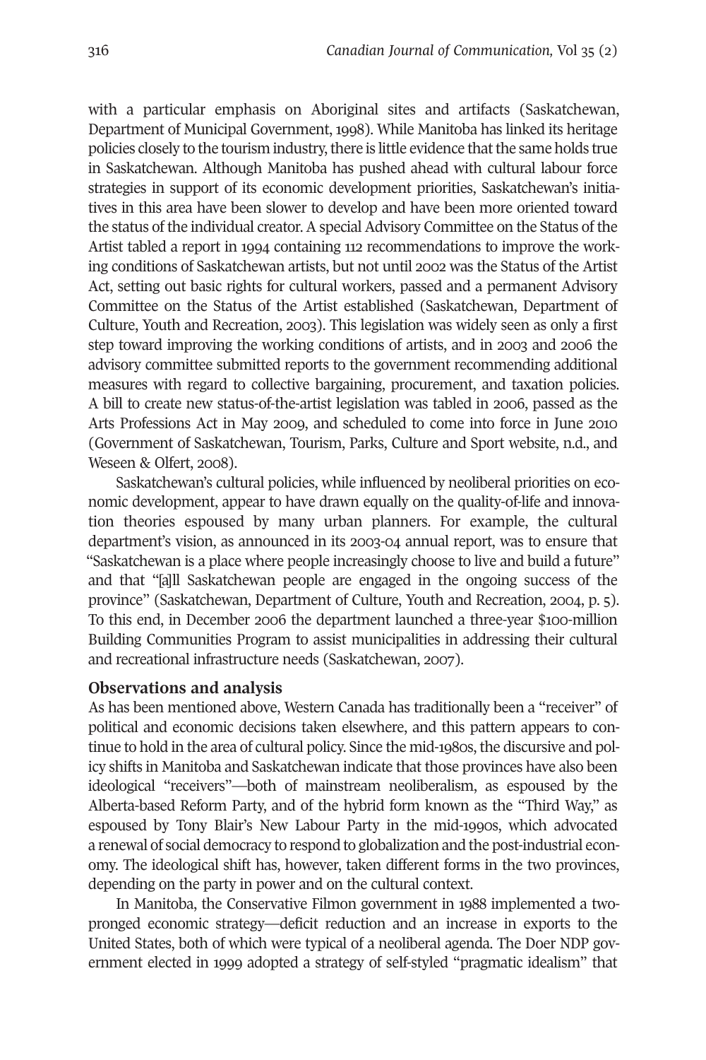with a particular emphasis on Aboriginal sites and artifacts (Saskatchewan, Department of Municipal Government, 1998). While Manitoba has linked its heritage policies closely to the tourism industry, there is little evidence that the same holds true in Saskatchewan. Although Manitoba has pushed ahead with cultural labour force strategies in support of its economic development priorities, Saskatchewan's initiatives in this area have been slower to develop and have been more oriented toward the status of the individual creator. A special Advisory Committee on the Status of the Artist tabled a report in 1994 containing 112 recommendations to improve the working conditions of Saskatchewan artists, but not until 2002 was the Status of the Artist Act, setting out basic rights for cultural workers, passed and a permanent Advisory Committee on the Status of the Artist established (Saskatchewan, Department of Culture, Youth and Recreation, 2003). This legislation was widely seen as only a first step toward improving the working conditions of artists, and in 2003 and 2006 the advisory committee submitted reports to the government recommending additional measures with regard to collective bargaining, procurement, and taxation policies. A bill to create new status-of-the-artist legislation was tabled in 2006, passed as the Arts Professions Act in May 2009, and scheduled to come into force in June 2010 (Government of Saskatchewan, Tourism, Parks, Culture and Sport website, n.d., and Weseen & Olfert, 2008).

Saskatchewan's cultural policies, while influenced by neoliberal priorities on economic development, appear to have drawn equally on the quality-of-life and innovation theories espoused by many urban planners. For example, the cultural department's vision, as announced in its 2003-04 annual report, was to ensure that "Saskatchewan is a place where people increasingly choose to live and build a future" and that "[a]ll Saskatchewan people are engaged in the ongoing success of the province" (Saskatchewan, Department of Culture, Youth and Recreation, 2004, p. 5). To this end, in December 2006 the department launched a three-year $100-million Building Communities Program to assist municipalities in addressing their cultural and recreational infrastructure needs (Saskatchewan, 2007).

### Observations and analysis

As has been mentioned above, Western Canada has traditionally been a "receiver" of political and economic decisions taken elsewhere, and this pattern appears to continue to hold in the area of cultural policy. Since the mid-1980s, the discursive and policy shifts in Manitoba and Saskatchewan indicate that those provinces have also been ideological "receivers"—both of mainstream neoliberalism, as espoused by the Alberta-based Reform Party, and of the hybrid form known as the "Third Way," as espoused by Tony Blair's New Labour Party in the mid-1990s, which advocated a renewal of social democracy to respond to globalization and the post-industrial economy. The ideological shift has, however, taken different forms in the two provinces, depending on the party in power and on the cultural context.

In Manitoba, the Conservative Filmon government in 1988 implemented a two-pronged economic strategy—deficit reduction and an increase in exports to the United States, both of which were typical of a neoliberal agenda. The Doer NDP government elected in 1999 adopted a strategy of self-styled "pragmatic idealism" that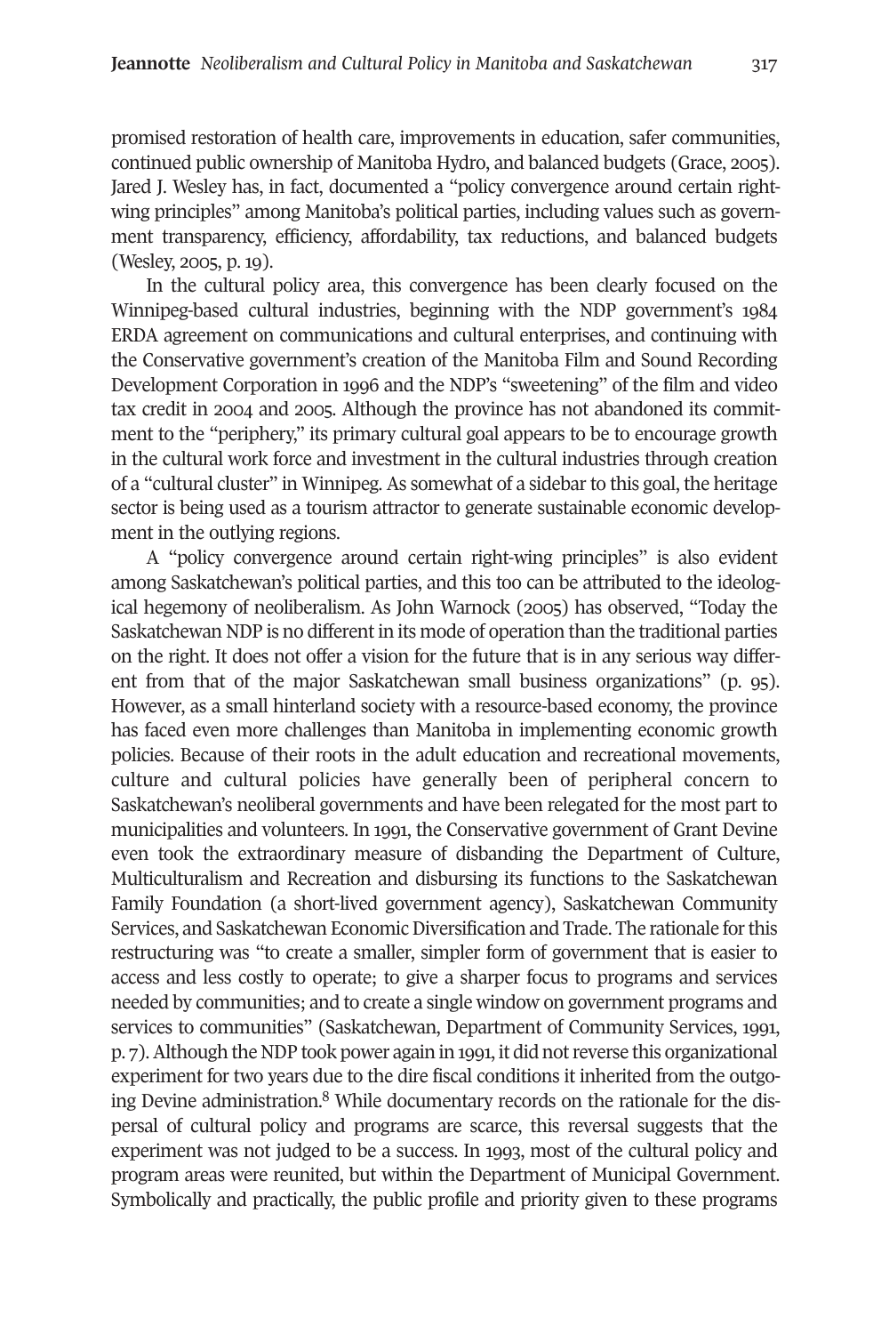promised restoration of health care, improvements in education, safer communities, continued public ownership of Manitoba Hydro, and balanced budgets (Grace, 2005). Jared J. Wesley has, in fact, documented a "policy convergence around certain right-wing principles" among Manitoba's political parties, including values such as government transparency, efficiency, affordability, tax reductions, and balanced budgets (Wesley, 2005, p. 19).

In the cultural policy area, this convergence has been clearly focused on the Winnipeg-based cultural industries, beginning with the NDP government's 1984 ERDA agreement on communications and cultural enterprises, and continuing with the Conservative government's creation of the Manitoba Film and Sound Recording Development Corporation in 1996 and the NDP's "sweetening" of the film and video tax credit in 2004 and 2005. Although the province has not abandoned its commitment to the "periphery," its primary cultural goal appears to be to encourage growth in the cultural work force and investment in the cultural industries through creation of a "cultural cluster" in Winnipeg. As somewhat of a sidebar to this goal, the heritage sector is being used as a tourism attractor to generate sustainable economic development in the outlying regions.

A "policy convergence around certain right-wing principles" is also evident among Saskatchewan's political parties, and this too can be attributed to the ideological hegemony of neoliberalism. As John Warnock (2005) has observed, "Today the Saskatchewan NDP is no different in its mode of operation than the traditional parties on the right. It does not offer a vision for the future that is in any serious way different from that of the major Saskatchewan small business organizations" (p. 95). However, as a small hinterland society with a resource-based economy, the province has faced even more challenges than Manitoba in implementing economic growth policies. Because of their roots in the adult education and recreational movements, culture and cultural policies have generally been of peripheral concern to Saskatchewan's neoliberal governments and have been relegated for the most part to municipalities and volunteers. In 1991, the Conservative government of Grant Devine even took the extraordinary measure of disbanding the Department of Culture, Multiculturalism and Recreation and disbursing its functions to the Saskatchewan Family Foundation (a short-lived government agency), Saskatchewan Community Services, and Saskatchewan Economic Diversification and Trade. The rationale for this restructuring was "to create a smaller, simpler form of government that is easier to access and less costly to operate; to give a sharper focus to programs and services needed by communities; and to create a single window on government programs and services to communities" (Saskatchewan, Department of Community Services, 1991, p. 7). Although the NDP took power again in 1991, it did not reverse this organizational experiment for two years due to the dire fiscal conditions it inherited from the outgoing Devine administration.[8] While documentary records on the rationale for the dispersal of cultural policy and programs are scarce, this reversal suggests that the experiment was not judged to be a success. In 1993, most of the cultural policy and program areas were reunited, but within the Department of Municipal Government. Symbolically and practically, the public profile and priority given to these programs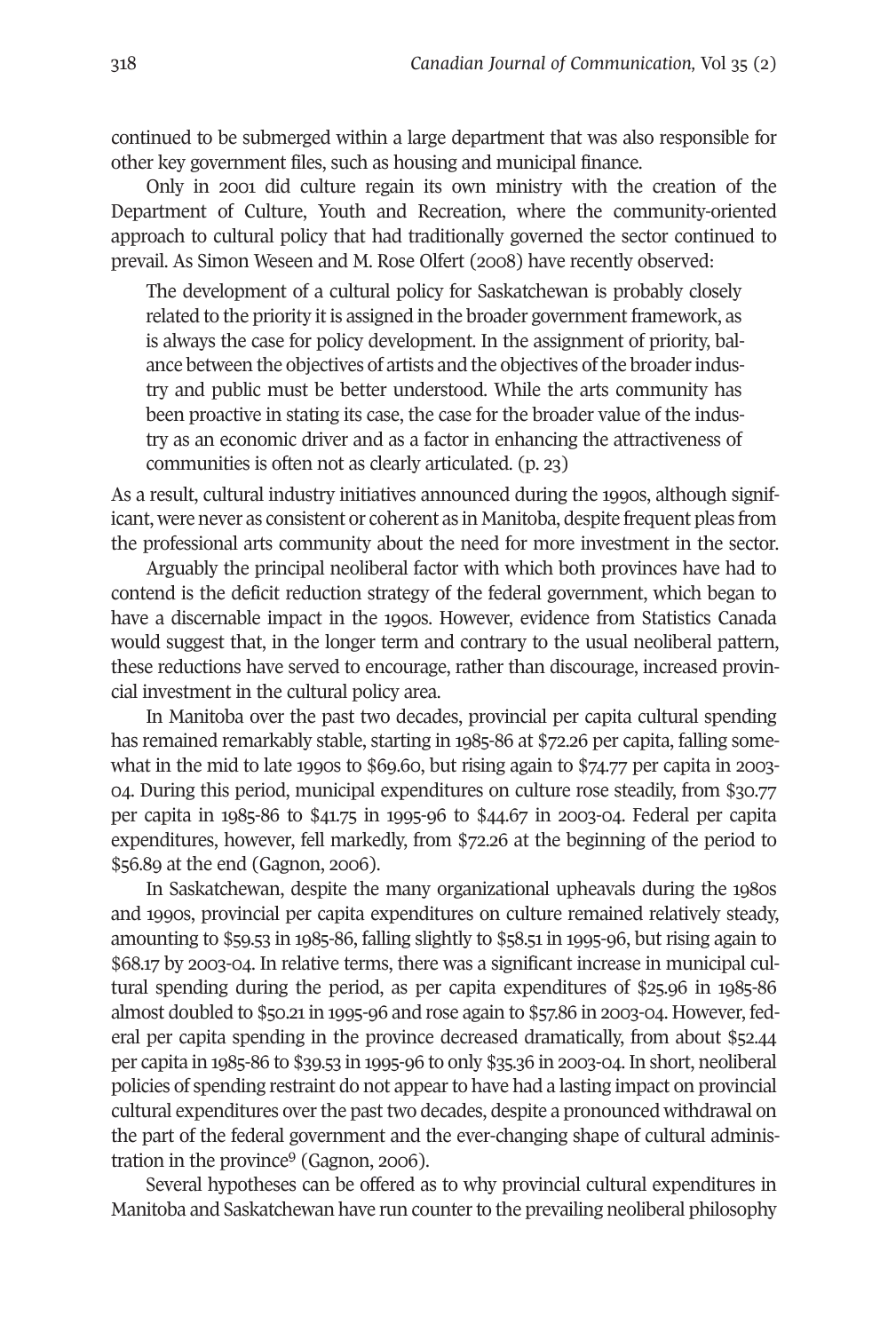continued to be submerged within a large department that was also responsible for other key government files, such as housing and municipal finance.

Only in 2001 did culture regain its own ministry with the creation of the Department of Culture, Youth and Recreation, where the community-oriented approach to cultural policy that had traditionally governed the sector continued to prevail. As Simon Weseen and M. Rose Olfert (2008) have recently observed:

> The development of a cultural policy for Saskatchewan is probably closely related to the priority it is assigned in the broader government framework, as is always the case for policy development. In the assignment of priority, balance between the objectives of artists and the objectives of the broader industry and public must be better understood. While the arts community has been proactive in stating its case, the case for the broader value of the industry as an economic driver and as a factor in enhancing the attractiveness of communities is often not as clearly articulated. (p. 23)

As a result, cultural industry initiatives announced during the 1990s, although significant, were never as consistent or coherent as in Manitoba, despite frequent pleas from the professional arts community about the need for more investment in the sector.

Arguably the principal neoliberal factor with which both provinces have had to contend is the deficit reduction strategy of the federal government, which began to have a discernable impact in the 1990s. However, evidence from Statistics Canada would suggest that, in the longer term and contrary to the usual neoliberal pattern, these reductions have served to encourage, rather than discourage, increased provincial investment in the cultural policy area.

In Manitoba over the past two decades, provincial per capita cultural spending has remained remarkably stable, starting in 1985-86 at $72.26 per capita, falling somewhat in the mid to late 1990s to $69.60, but rising again to $74.77 per capita in 2003-04. During this period, municipal expenditures on culture rose steadily, from $30.77 per capita in 1985-86 to $41.75 in 1995-96 to $44.67 in 2003-04. Federal per capita expenditures, however, fell markedly, from $72.26 at the beginning of the period to $56.89 at the end (Gagnon, 2006).

In Saskatchewan, despite the many organizational upheavals during the 1980s and 1990s, provincial per capita expenditures on culture remained relatively steady, amounting to $59.53 in 1985-86, falling slightly to $58.51 in 1995-96, but rising again to $68.17 by 2003-04. In relative terms, there was a significant increase in municipal cultural spending during the period, as per capita expenditures of $25.96 in 1985-86 almost doubled to $50.21 in 1995-96 and rose again to $57.86 in 2003-04. However, federal per capita spending in the province decreased dramatically, from about $52.44 per capita in 1985-86 to $39.53 in 1995-96 to only $35.36 in 2003-04. In short, neoliberal policies of spending restraint do not appear to have had a lasting impact on provincial cultural expenditures over the past two decades, despite a pronounced withdrawal on the part of the federal government and the ever-changing shape of cultural administration in the province[9] (Gagnon, 2006).

Several hypotheses can be offered as to why provincial cultural expenditures in Manitoba and Saskatchewan have run counter to the prevailing neoliberal philosophy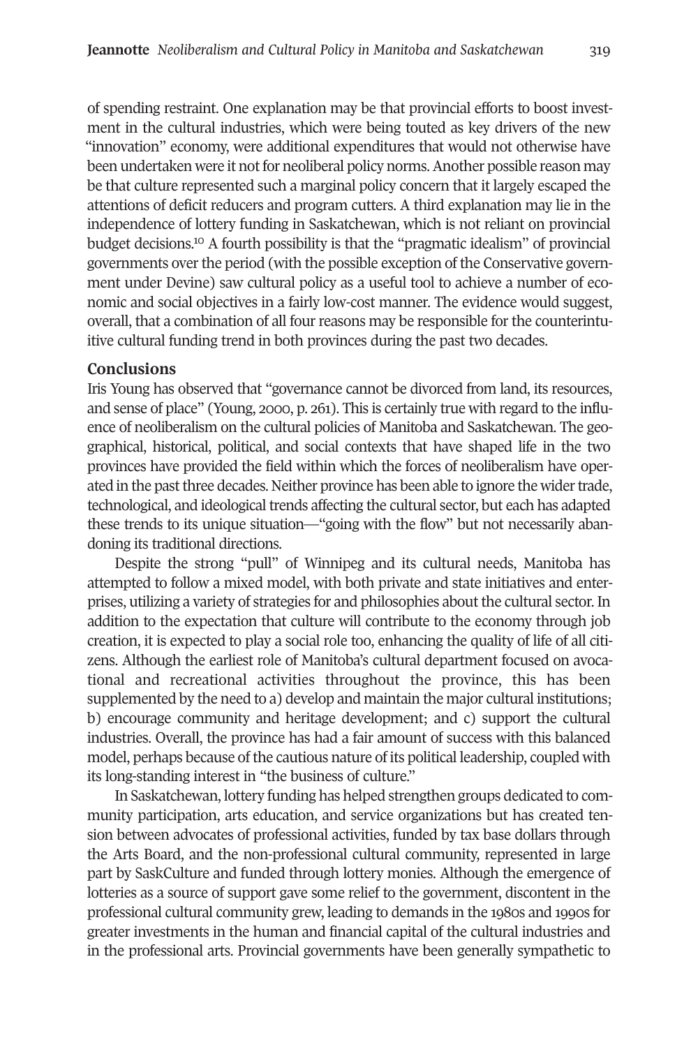of spending restraint. One explanation may be that provincial efforts to boost investment in the cultural industries, which were being touted as key drivers of the new "innovation" economy, were additional expenditures that would not otherwise have been undertaken were it not for neoliberal policy norms. Another possible reason may be that culture represented such a marginal policy concern that it largely escaped the attentions of deficit reducers and program cutters. A third explanation may lie in the independence of lottery funding in Saskatchewan, which is not reliant on provincial budget decisions.[10] A fourth possibility is that the "pragmatic idealism" of provincial governments over the period (with the possible exception of the Conservative government under Devine) saw cultural policy as a useful tool to achieve a number of economic and social objectives in a fairly low-cost manner. The evidence would suggest, overall, that a combination of all four reasons may be responsible for the counterintuitive cultural funding trend in both provinces during the past two decades.

## Conclusions

Iris Young has observed that "governance cannot be divorced from land, its resources, and sense of place" (Young, 2000, p. 261). This is certainly true with regard to the influence of neoliberalism on the cultural policies of Manitoba and Saskatchewan. The geographical, historical, political, and social contexts that have shaped life in the two provinces have provided the field within which the forces of neoliberalism have operated in the past three decades. Neither province has been able to ignore the wider trade, technological, and ideological trends affecting the cultural sector, but each has adapted these trends to its unique situation—"going with the flow" but not necessarily abandoning its traditional directions.

Despite the strong "pull" of Winnipeg and its cultural needs, Manitoba has attempted to follow a mixed model, with both private and state initiatives and enterprises, utilizing a variety of strategies for and philosophies about the cultural sector. In addition to the expectation that culture will contribute to the economy through job creation, it is expected to play a social role too, enhancing the quality of life of all citizens. Although the earliest role of Manitoba's cultural department focused on avocational and recreational activities throughout the province, this has been supplemented by the need to a) develop and maintain the major cultural institutions; b) encourage community and heritage development; and c) support the cultural industries. Overall, the province has had a fair amount of success with this balanced model, perhaps because of the cautious nature of its political leadership, coupled with its long-standing interest in "the business of culture."

In Saskatchewan, lottery funding has helped strengthen groups dedicated to community participation, arts education, and service organizations but has created tension between advocates of professional activities, funded by tax base dollars through the Arts Board, and the non-professional cultural community, represented in large part by SaskCulture and funded through lottery monies. Although the emergence of lotteries as a source of support gave some relief to the government, discontent in the professional cultural community grew, leading to demands in the 1980s and 1990s for greater investments in the human and financial capital of the cultural industries and in the professional arts. Provincial governments have been generally sympathetic to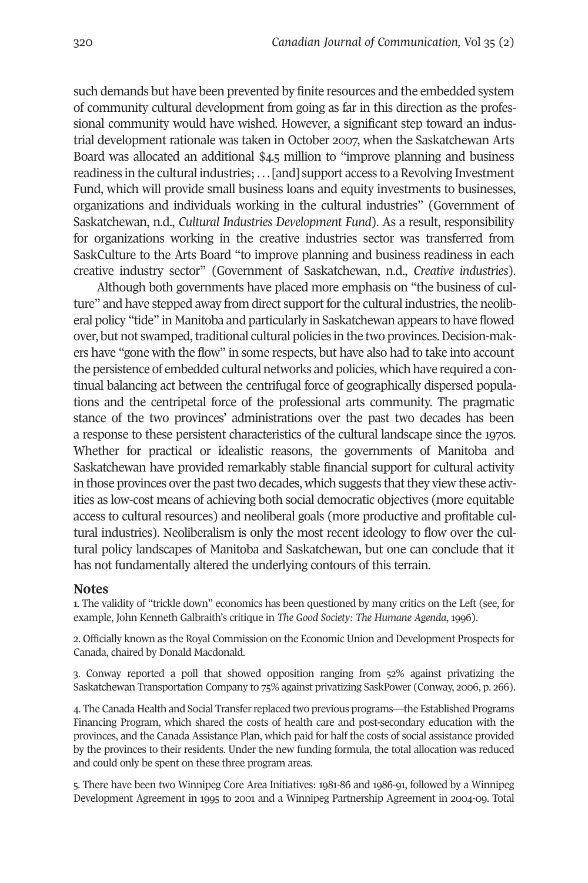such demands but have been prevented by finite resources and the embedded system of community cultural development from going as far in this direction as the professional community would have wished. However, a significant step toward an industrial development rationale was taken in October 2007, when the Saskatchewan Arts Board was allocated an additional $4.5 million to "improve planning and business readiness in the cultural industries; . . . [and] support access to a Revolving Investment Fund, which will provide small business loans and equity investments to businesses, organizations and individuals working in the cultural industries" (Government of Saskatchewan, n.d., *Cultural Industries Development Fund*). As a result, responsibility for organizations working in the creative industries sector was transferred from SaskCulture to the Arts Board "to improve planning and business readiness in each creative industry sector" (Government of Saskatchewan, n.d., *Creative industries*).

Although both governments have placed more emphasis on "the business of culture" and have stepped away from direct support for the cultural industries, the neoliberal policy "tide" in Manitoba and particularly in Saskatchewan appears to have flowed over, but not swamped, traditional cultural policies in the two provinces. Decision-makers have "gone with the flow" in some respects, but have also had to take into account the persistence of embedded cultural networks and policies, which have required a continual balancing act between the centrifugal force of geographically dispersed populations and the centripetal force of the professional arts community. The pragmatic stance of the two provinces' administrations over the past two decades has been a response to these persistent characteristics of the cultural landscape since the 1970s. Whether for practical or idealistic reasons, the governments of Manitoba and Saskatchewan have provided remarkably stable financial support for cultural activity in those provinces over the past two decades, which suggests that they view these activities as low-cost means of achieving both social democratic objectives (more equitable access to cultural resources) and neoliberal goals (more productive and profitable cultural industries). Neoliberalism is only the most recent ideology to flow over the cultural policy landscapes of Manitoba and Saskatchewan, but one can conclude that it has not fundamentally altered the underlying contours of this terrain.

## Notes

1. The validity of "trickle down" economics has been questioned by many critics on the Left (see, for example, John Kenneth Galbraith's critique in *The Good Society: The Humane Agenda*, 1996).

2. Officially known as the Royal Commission on the Economic Union and Development Prospects for Canada, chaired by Donald Macdonald.

3. Conway reported a poll that showed opposition ranging from 52% against privatizing the Saskatchewan Transportation Company to 75% against privatizing SaskPower (Conway, 2006, p. 266).

4. The Canada Health and Social Transfer replaced two previous programs—the Established Programs Financing Program, which shared the costs of health care and post-secondary education with the provinces, and the Canada Assistance Plan, which paid for half the costs of social assistance provided by the provinces to their residents. Under the new funding formula, the total allocation was reduced and could only be spent on these three program areas.

5. There have been two Winnipeg Core Area Initiatives: 1981-86 and 1986-91, followed by a Winnipeg Development Agreement in 1995 to 2001 and a Winnipeg Partnership Agreement in 2004-09. Total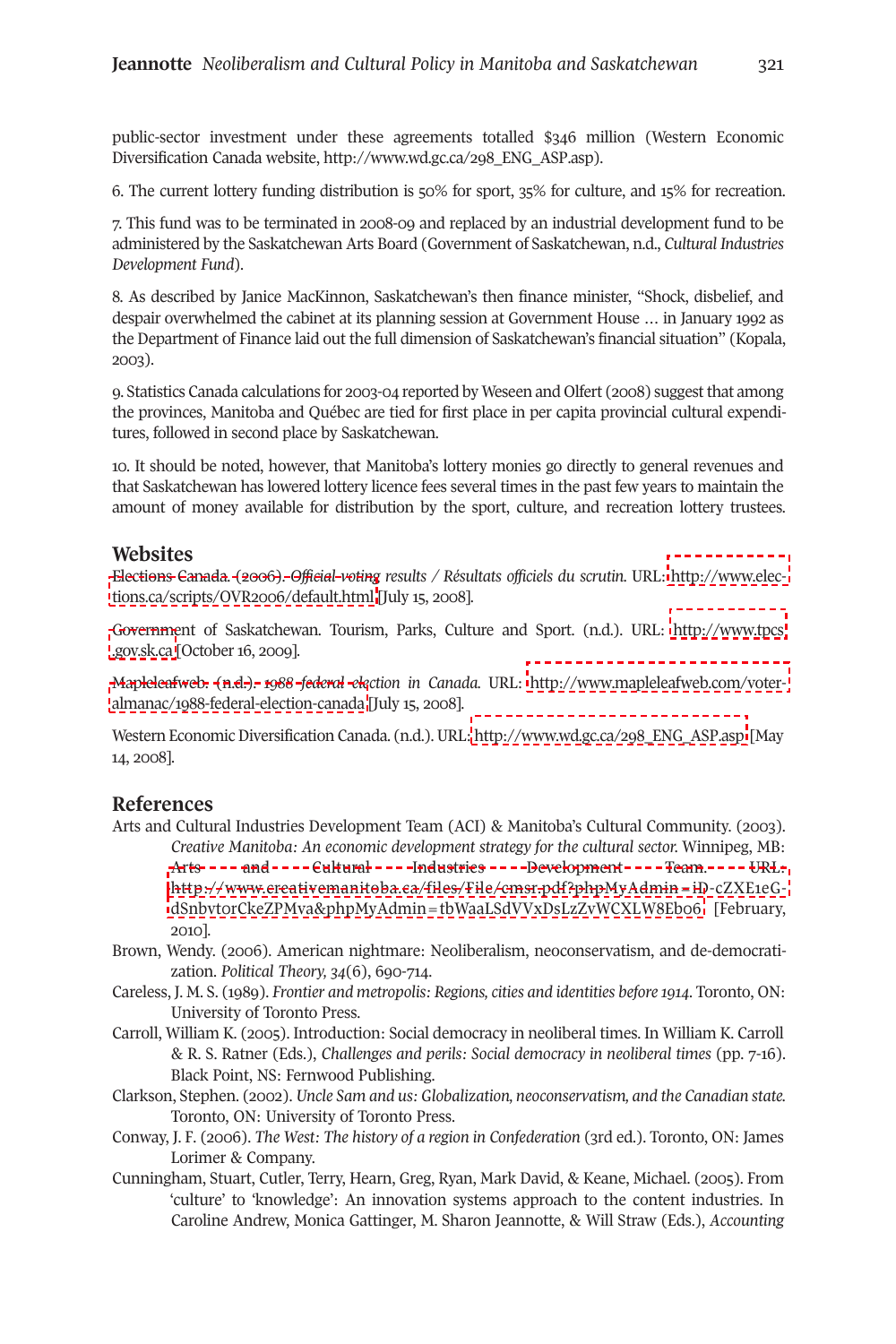public-sector investment under these agreements totalled $346 million (Western Economic Diversification Canada website, http://www.wd.gc.ca/298_ENG_ASP.asp).

6. The current lottery funding distribution is 50% for sport, 35% for culture, and 15% for recreation.

7. This fund was to be terminated in 2008-09 and replaced by an industrial development fund to be administered by the Saskatchewan Arts Board (Government of Saskatchewan, n.d., *Cultural Industries Development Fund*).

8. As described by Janice MacKinnon, Saskatchewan's then finance minister, "Shock, disbelief, and despair overwhelmed the cabinet at its planning session at Government House … in January 1992 as the Department of Finance laid out the full dimension of Saskatchewan's financial situation" (Kopala, 2003).

9. Statistics Canada calculations for 2003-04 reported by Weseen and Olfert (2008) suggest that among the provinces, Manitoba and Québec are tied for first place in per capita provincial cultural expenditures, followed in second place by Saskatchewan.

10. It should be noted, however, that Manitoba's lottery monies go directly to general revenues and that Saskatchewan has lowered lottery licence fees several times in the past few years to maintain the amount of money available for distribution by the sport, culture, and recreation lottery trustees.

## Websites

Elections Canada. (2006). *Official voting results / Résultats officiels du scrutin.* URL: http://www.elections.ca/scripts/OVR2006/default.html [July 15, 2008].

Government of Saskatchewan. Tourism, Parks, Culture and Sport. (n.d.). URL: http://www.tpcs.gov.sk.ca [October 16, 2009].

Mapleleafweb. (n.d.). *1988 federal election in Canada.* URL: http://www.mapleleafweb.com/voter-almanac/1988-federal-election-canada [July 15, 2008].

Western Economic Diversification Canada. (n.d.). URL: http://www.wd.gc.ca/298_ENG_ASP.asp [May 14, 2008].

## References

Arts and Cultural Industries Development Team (ACI) & Manitoba's Cultural Community. (2003). *Creative Manitoba: An economic development strategy for the cultural sector.* Winnipeg, MB: Arts and Cultural Industries Development Team. URL: http://www.creativemanitoba.ca/files/File/cmsr.pdf?phpMyAdmin=iD-cZXE1eG-dSnbvtorCkeZPMya&phpMyAdmin=tbWaaLSdVVxDsLzZvWCXLW8Eb06 [February, 2010].

Brown, Wendy. (2006). American nightmare: Neoliberalism, neoconservatism, and de-democratization. *Political Theory, 34*(6), 690-714.

Careless, J. M. S. (1989). *Frontier and metropolis: Regions, cities and identities before 1914*. Toronto, ON: University of Toronto Press.

Carroll, William K. (2005). Introduction: Social democracy in neoliberal times. In William K. Carroll & R. S. Ratner (Eds.), *Challenges and perils: Social democracy in neoliberal times* (pp. 7-16). Black Point, NS: Fernwood Publishing.

Clarkson, Stephen. (2002). *Uncle Sam and us: Globalization, neoconservatism, and the Canadian state.* Toronto, ON: University of Toronto Press.

Conway, J. F. (2006). *The West: The history of a region in Confederation* (3rd ed.). Toronto, ON: James Lorimer & Company.

Cunningham, Stuart, Cutler, Terry, Hearn, Greg, Ryan, Mark David, & Keane, Michael. (2005). From 'culture' to 'knowledge': An innovation systems approach to the content industries. In Caroline Andrew, Monica Gattinger, M. Sharon Jeannotte, & Will Straw (Eds.), *Accounting*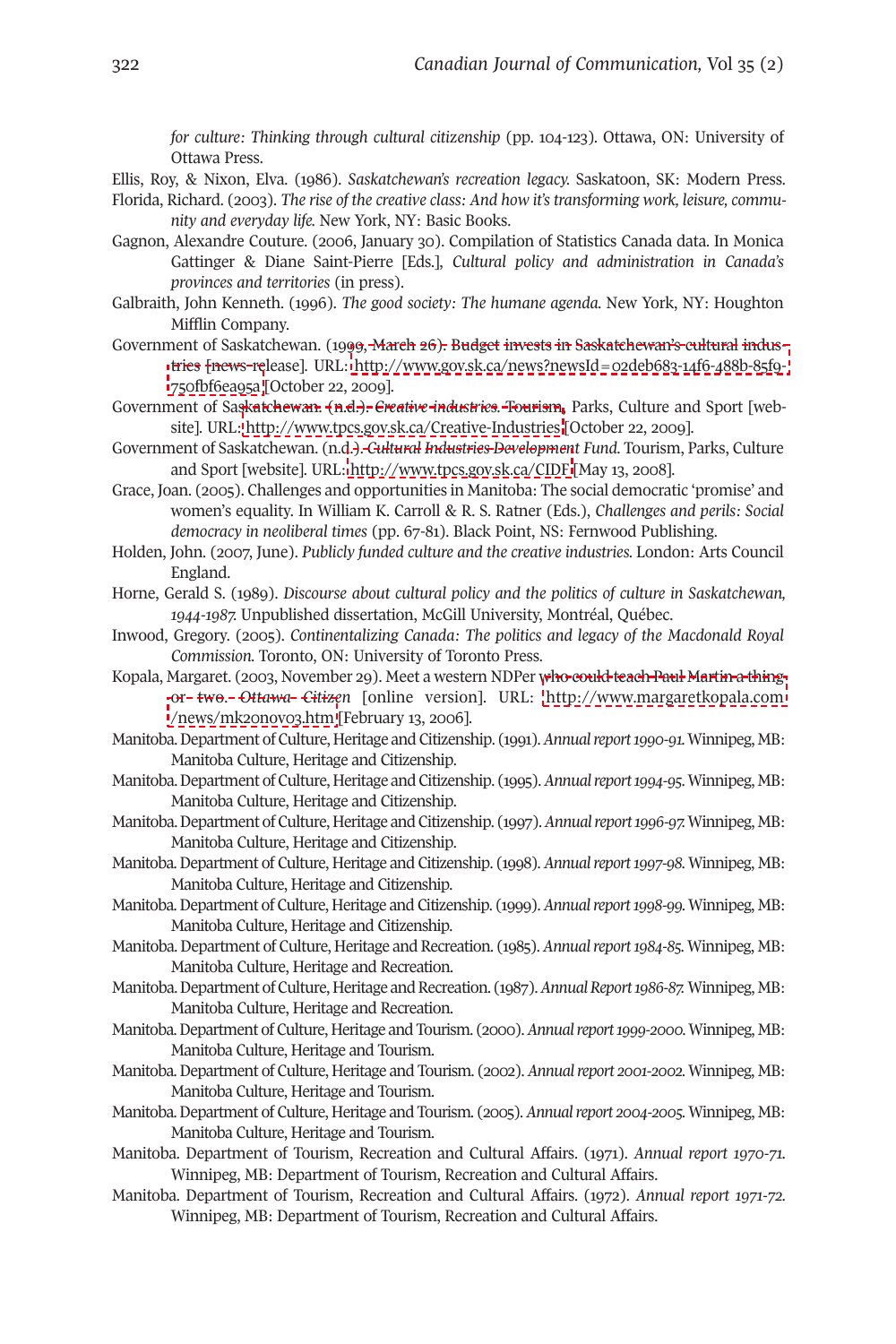*for culture: Thinking through cultural citizenship* (pp. 104-123). Ottawa, ON: University of Ottawa Press.

Ellis, Roy, & Nixon, Elva. (1986). *Saskatchewan's recreation legacy.* Saskatoon, SK: Modern Press.

Florida, Richard. (2003). *The rise of the creative class: And how it's transforming work, leisure, community and everyday life.* New York, NY: Basic Books.

Gagnon, Alexandre Couture. (2006, January 30). Compilation of Statistics Canada data. In Monica Gattinger & Diane Saint-Pierre [Eds.], *Cultural policy and administration in Canada's provinces and territories* (in press).

Galbraith, John Kenneth. (1996). *The good society: The humane agenda.* New York, NY: Houghton Mifflin Company.

Government of Saskatchewan. (1999, March 26). Budget invests in Saskatchewan's cultural industries [news-release]. URL: http://www.gov.sk.ca/news?newsId=02deb683-14f6-488b-85f9-750fbf6ea95a [October 22, 2009].

Government of Saskatchewan. (n.d.). *Creative industries.* Tourism, Parks, Culture and Sport [website]. URL: http://www.tpcs.gov.sk.ca/Creative-Industries [October 22, 2009].

Government of Saskatchewan. (n.d.). *Cultural Industries Development Fund.* Tourism, Parks, Culture and Sport [website]. URL: http://www.tpcs.gov.sk.ca/CIDF [May 13, 2008].

Grace, Joan. (2005). Challenges and opportunities in Manitoba: The social democratic 'promise' and women's equality. In William K. Carroll & R. S. Ratner (Eds.), *Challenges and perils: Social democracy in neoliberal times* (pp. 67-81). Black Point, NS: Fernwood Publishing.

Holden, John. (2007, June). *Publicly funded culture and the creative industries.* London: Arts Council England.

Horne, Gerald S. (1989). *Discourse about cultural policy and the politics of culture in Saskatchewan, 1944-1987.* Unpublished dissertation, McGill University, Montréal, Québec.

Inwood, Gregory. (2005). *Continentalizing Canada: The politics and legacy of the Macdonald Royal Commission.* Toronto, ON: University of Toronto Press.

Kopala, Margaret. (2003, November 29). Meet a western NDPer who could teach Paul Martin a thing or two. *Ottawa Citizen* [online version]. URL: http://www.margaretkopala.com/news/mk20nov03.htm [February 13, 2006].

Manitoba. Department of Culture, Heritage and Citizenship. (1991). *Annual report 1990-91.* Winnipeg, MB: Manitoba Culture, Heritage and Citizenship.

Manitoba. Department of Culture, Heritage and Citizenship. (1995). *Annual report 1994-95.* Winnipeg, MB: Manitoba Culture, Heritage and Citizenship.

Manitoba. Department of Culture, Heritage and Citizenship. (1997). *Annual report 1996-97.* Winnipeg, MB: Manitoba Culture, Heritage and Citizenship.

Manitoba. Department of Culture, Heritage and Citizenship. (1998). *Annual report 1997-98.* Winnipeg, MB: Manitoba Culture, Heritage and Citizenship.

Manitoba. Department of Culture, Heritage and Citizenship. (1999). *Annual report 1998-99.* Winnipeg, MB: Manitoba Culture, Heritage and Citizenship.

Manitoba. Department of Culture, Heritage and Recreation. (1985). *Annual report 1984-85.* Winnipeg, MB: Manitoba Culture, Heritage and Recreation.

Manitoba. Department of Culture, Heritage and Recreation. (1987). *Annual Report 1986-87.* Winnipeg, MB: Manitoba Culture, Heritage and Recreation.

Manitoba. Department of Culture, Heritage and Tourism. (2000). *Annual report 1999-2000.* Winnipeg, MB: Manitoba Culture, Heritage and Tourism.

Manitoba. Department of Culture, Heritage and Tourism. (2002). *Annual report 2001-2002.* Winnipeg, MB: Manitoba Culture, Heritage and Tourism.

Manitoba. Department of Culture, Heritage and Tourism. (2005). *Annual report 2004-2005.* Winnipeg, MB: Manitoba Culture, Heritage and Tourism.

Manitoba. Department of Tourism, Recreation and Cultural Affairs. (1971). *Annual report 1970-71.* Winnipeg, MB: Department of Tourism, Recreation and Cultural Affairs.

Manitoba. Department of Tourism, Recreation and Cultural Affairs. (1972). *Annual report 1971-72.* Winnipeg, MB: Department of Tourism, Recreation and Cultural Affairs.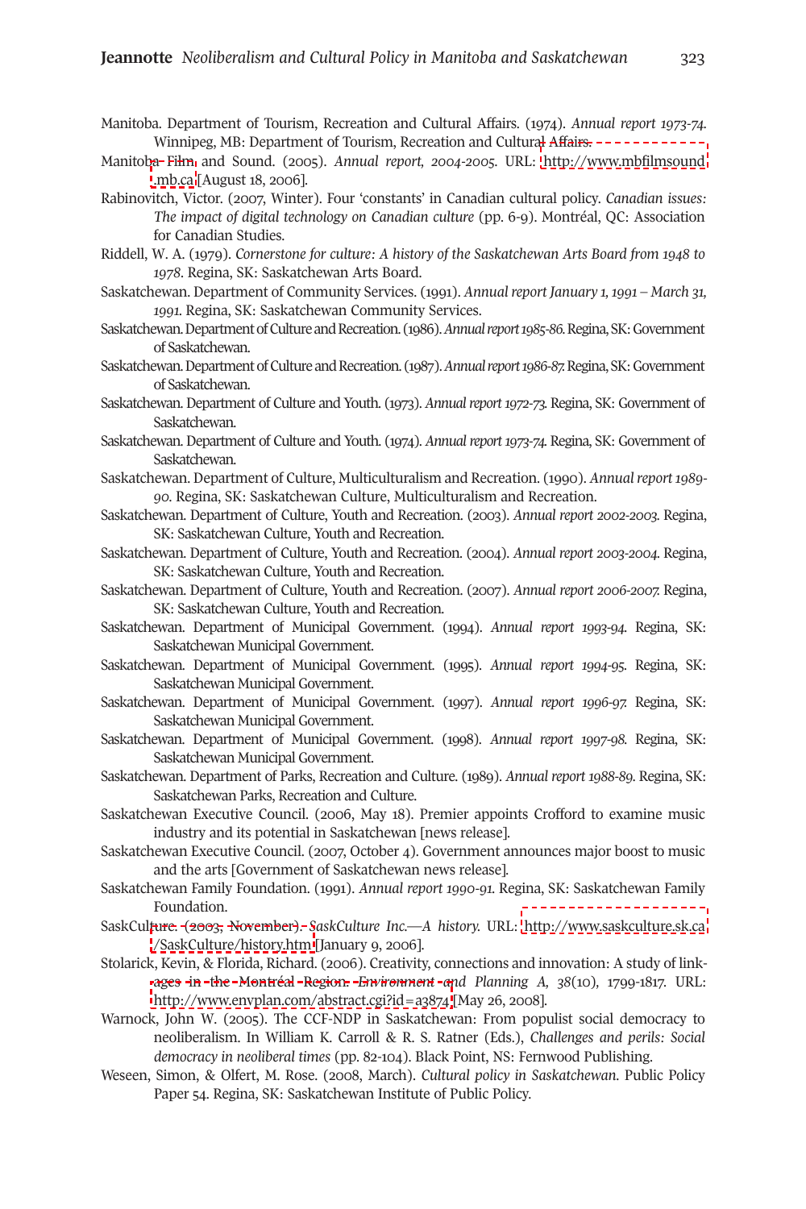Manitoba. Department of Tourism, Recreation and Cultural Affairs. (1974). *Annual report 1973-74.* Winnipeg, MB: Department of Tourism, Recreation and Cultural Affairs.

Manitoba Film and Sound. (2005). *Annual report, 2004-2005.* URL: http://www.mbfilmsound.mb.ca [August 18, 2006].

Rabinovitch, Victor. (2007, Winter). Four 'constants' in Canadian cultural policy. *Canadian issues: The impact of digital technology on Canadian culture* (pp. 6-9). Montréal, QC: Association for Canadian Studies.

Riddell, W. A. (1979). *Cornerstone for culture: A history of the Saskatchewan Arts Board from 1948 to 1978*. Regina, SK: Saskatchewan Arts Board.

Saskatchewan. Department of Community Services. (1991). *Annual report January 1, 1991 – March 31, 1991.* Regina, SK: Saskatchewan Community Services.

Saskatchewan. Department of Culture and Recreation. (1986). *Annual report 1985-86.* Regina, SK: Government of Saskatchewan.

Saskatchewan. Department of Culture and Recreation. (1987). *Annual report 1986-87.* Regina, SK: Government of Saskatchewan.

Saskatchewan. Department of Culture and Youth. (1973). *Annual report 1972-73.* Regina, SK: Government of Saskatchewan.

Saskatchewan. Department of Culture and Youth. (1974). *Annual report 1973-74.* Regina, SK: Government of Saskatchewan.

Saskatchewan. Department of Culture, Multiculturalism and Recreation. (1990). *Annual report 1989-90.* Regina, SK: Saskatchewan Culture, Multiculturalism and Recreation.

Saskatchewan. Department of Culture, Youth and Recreation. (2003). *Annual report 2002-2003.* Regina, SK: Saskatchewan Culture, Youth and Recreation.

Saskatchewan. Department of Culture, Youth and Recreation. (2004). *Annual report 2003-2004.* Regina, SK: Saskatchewan Culture, Youth and Recreation.

Saskatchewan. Department of Culture, Youth and Recreation. (2007). *Annual report 2006-2007.* Regina, SK: Saskatchewan Culture, Youth and Recreation.

Saskatchewan. Department of Municipal Government. (1994). *Annual report 1993-94.* Regina, SK: Saskatchewan Municipal Government.

Saskatchewan. Department of Municipal Government. (1995). *Annual report 1994-95.* Regina, SK: Saskatchewan Municipal Government.

Saskatchewan. Department of Municipal Government. (1997). *Annual report 1996-97.* Regina, SK: Saskatchewan Municipal Government.

Saskatchewan. Department of Municipal Government. (1998). *Annual report 1997-98.* Regina, SK: Saskatchewan Municipal Government.

Saskatchewan. Department of Parks, Recreation and Culture. (1989). *Annual report 1988-89.* Regina, SK: Saskatchewan Parks, Recreation and Culture.

Saskatchewan Executive Council. (2006, May 18). Premier appoints Crofford to examine music industry and its potential in Saskatchewan [news release].

Saskatchewan Executive Council. (2007, October 4). Government announces major boost to music and the arts [Government of Saskatchewan news release].

Saskatchewan Family Foundation. (1991). *Annual report 1990-91.* Regina, SK: Saskatchewan Family Foundation.

SaskCulture. (2003, November). *SaskCulture Inc.—A history.* URL: http://www.saskculture.sk.ca/SaskCulture/history.htm [January 9, 2006].

Stolarick, Kevin, & Florida, Richard. (2006). Creativity, connections and innovation: A study of linkages in the Montréal Region. *Environment and Planning A, 38*(10), 1799-1817. URL: http://www.envplan.com/abstract.cgi?id=a3874 [May 26, 2008].

Warnock, John W. (2005). The CCF-NDP in Saskatchewan: From populist social democracy to neoliberalism. In William K. Carroll & R. S. Ratner (Eds.), *Challenges and perils: Social democracy in neoliberal times* (pp. 82-104). Black Point, NS: Fernwood Publishing.

Weseen, Simon, & Olfert, M. Rose. (2008, March). *Cultural policy in Saskatchewan.* Public Policy Paper 54. Regina, SK: Saskatchewan Institute of Public Policy.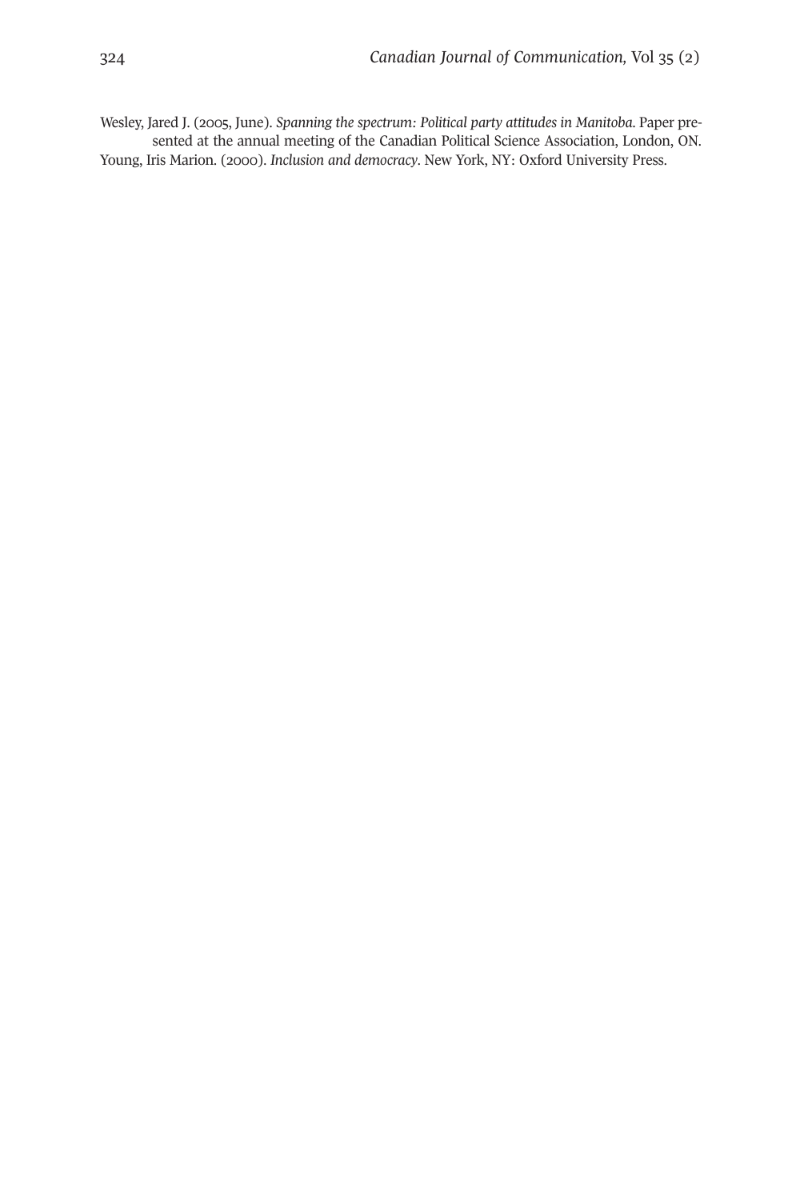Wesley, Jared J. (2005, June). *Spanning the spectrum: Political party attitudes in Manitoba.* Paper presented at the annual meeting of the Canadian Political Science Association, London, ON.

Young, Iris Marion. (2000). *Inclusion and democracy*. New York, NY: Oxford University Press.